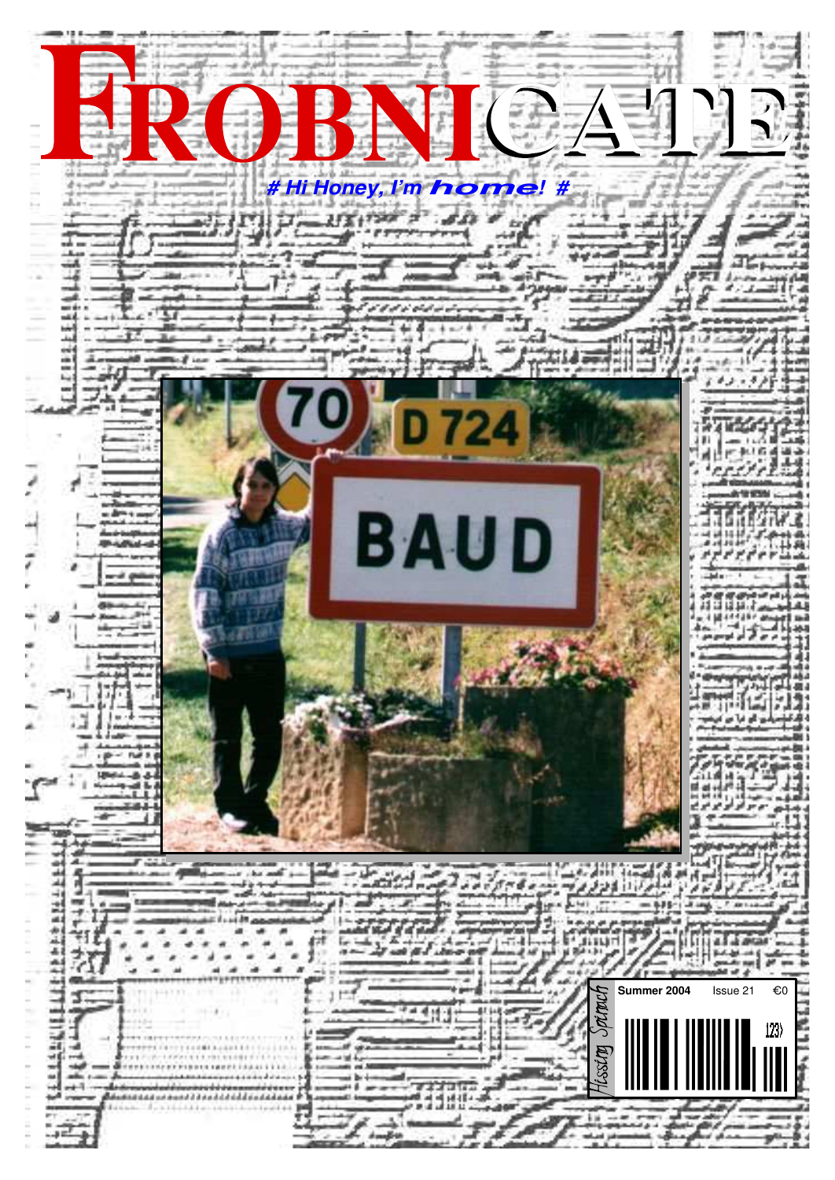# FROBNICATE

# Hi Honey, I'm *home*! #

Summer 2004 Issue 21 €0

Hissing Spinach

123>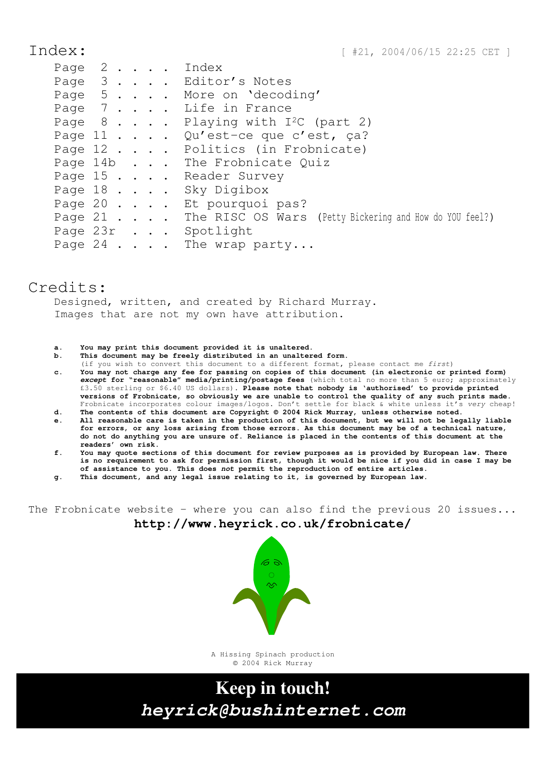# Index:

[ #21, 2004/06/15 22:25 CET ]

| | |
|---|---|
| Page 2 . . . . | Index |
| Page 3 . . . . | Editor's Notes |
| Page 5 . . . . | More on 'decoding' |
| Page 7 . . . . | Life in France |
| Page 8 . . . . | Playing with I²C (part 2) |
| Page 11 . . . . | Qu'est-ce que c'est, ça? |
| Page 12 . . . . | Politics (in Frobnicate) |
| Page 14b . . . | The Frobnicate Quiz |
| Page 15 . . . . | Reader Survey |
| Page 18 . . . . | Sky Digibox |
| Page 20 . . . . | Et pourquoi pas? |
| Page 21 . . . . | The RISC OS Wars (Petty Bickering and How do YOU feel?) |
| Page 23r . . . | Spotlight |
| Page 24 . . . . | The wrap party... |

# Credits:

Designed, written, and created by Richard Murray.
Images that are not my own have attribution.

a. **You may print this document provided it is unaltered.**

b. **This document may be freely distributed in an unaltered form.**
(if you wish to convert this document to a different format, please contact me *first*)

c. **You may not charge any fee for passing on copies of this document (in electronic or printed form) *except* for "reasonable" media/printing/postage fees** (which total no more than 5 euro; approximately £3.50 sterling or $6.40 US dollars). **Please note that nobody is 'authorised' to provide printed versions of Frobnicate, so obviously we are unable to control the quality of any such prints made.** Frobnicate incorporates colour images/logos. Don't settle for black & white unless it's *very* cheap!

d. **The contents of this document are Copyright © 2004 Rick Murray, unless otherwise noted.**

e. **All reasonable care is taken in the production of this document, but we will not be legally liable for errors, or any loss arising from those errors. As this document may be of a technical nature, do not do anything you are unsure of. Reliance is placed in the contents of this document at the readers' own risk.**

f. **You may quote sections of this document for review purposes as is provided by European law. There is no requirement to ask for permission first, though it would be nice if you did in case I may be of assistance to you. This does *not* permit the reproduction of entire articles.**

g. **This document, and any legal issue relating to it, is governed by European law.**

The Frobnicate website – where you can also find the previous 20 issues...

**http://www.heyrick.co.uk/frobnicate/**

A Hissing Spinach production
© 2004 Rick Murray

**Keep in touch!**

***heyrick@bushinternet.com***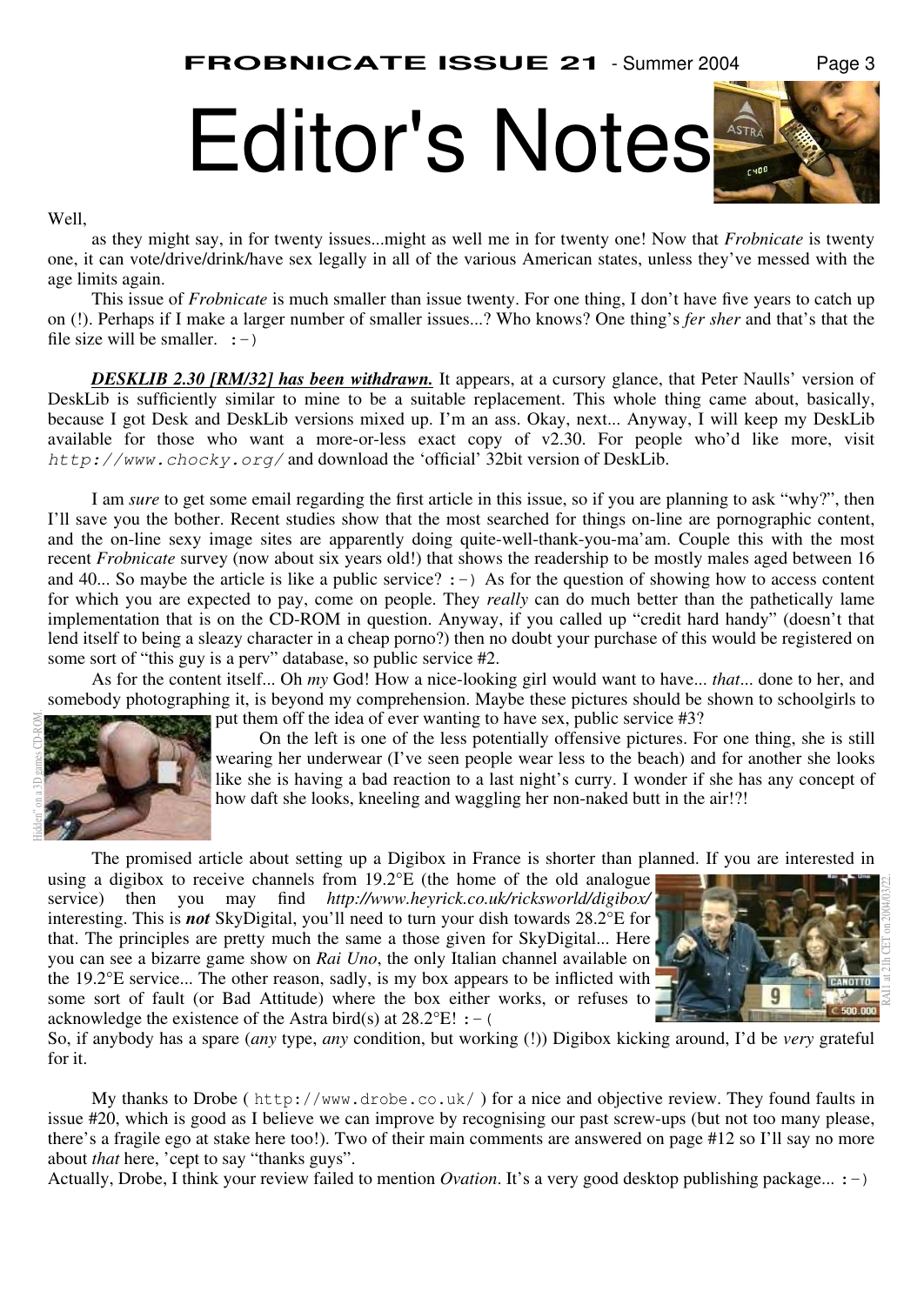# Editor's Notes

Well,

as they might say, in for twenty issues...might as well me in for twenty one! Now that *Frobnicate* is twenty one, it can vote/drive/drink/have sex legally in all of the various American states, unless they've messed with the age limits again.

This issue of *Frobnicate* is much smaller than issue twenty. For one thing, I don't have five years to catch up on (!). Perhaps if I make a larger number of smaller issues...? Who knows? One thing's *fer sher* and that's that the file size will be smaller. `:-)`

***DESKLIB 2.30 [RM/32] has been withdrawn.*** It appears, at a cursory glance, that Peter Naulls' version of DeskLib is sufficiently similar to mine to be a suitable replacement. This whole thing came about, basically, because I got Desk and DeskLib versions mixed up. I'm an ass. Okay, next... Anyway, I will keep my DeskLib available for those who want a more-or-less exact copy of v2.30. For people who'd like more, visit `http://www.chocky.org/` and download the 'official' 32bit version of DeskLib.

I am *sure* to get some email regarding the first article in this issue, so if you are planning to ask "why?", then I'll save you the bother. Recent studies show that the most searched for things on-line are pornographic content, and the on-line sexy image sites are apparently doing quite-well-thank-you-ma'am. Couple this with the most recent *Frobnicate* survey (now about six years old!) that shows the readership to be mostly males aged between 16 and 40... So maybe the article is like a public service? `:-)` As for the question of showing how to access content for which you are expected to pay, come on people. They *really* can do much better than the pathetically lame implementation that is on the CD-ROM in question. Anyway, if you called up "credit hard handy" (doesn't that lend itself to being a sleazy character in a cheap porno?) then no doubt your purchase of this would be registered on some sort of "this guy is a perv" database, so public service #2.

As for the content itself... Oh *my* God! How a nice-looking girl would want to have... *that*... done to her, and somebody photographing it, is beyond my comprehension. Maybe these pictures should be shown to schoolgirls to put them off the idea of ever wanting to have sex, public service #3?

"Hidden" on a 3D games CD-ROM.

On the left is one of the less potentially offensive pictures. For one thing, she is still wearing her underwear (I've seen people wear less to the beach) and for another she looks like she is having a bad reaction to a last night's curry. I wonder if she has any concept of how daft she looks, kneeling and waggling her non-naked butt in the air!?!

The promised article about setting up a Digibox in France is shorter than planned. If you are interested in using a digibox to receive channels from 19.2°E (the home of the old analogue service) then you may find *http://www.heyrick.co.uk/ricksworld/digibox/* interesting. This is ***not*** SkyDigital, you'll need to turn your dish towards 28.2°E for that. The principles are pretty much the same a those given for SkyDigital... Here you can see a bizarre game show on *Rai Uno*, the only Italian channel available on the 19.2°E service... The other reason, sadly, is my box appears to be inflicted with some sort of fault (or Bad Attitude) where the box either works, or refuses to acknowledge the existence of the Astra bird(s) at 28.2°E! `:-(`

RAI1 at 21h CET on 2004/03/22.

So, if anybody has a spare (*any* type, *any* condition, but working (!)) Digibox kicking around, I'd be *very* grateful for it.

My thanks to Drobe ( `http://www.drobe.co.uk/` ) for a nice and objective review. They found faults in issue #20, which is good as I believe we can improve by recognising our past screw-ups (but not too many please, there's a fragile ego at stake here too!). Two of their main comments are answered on page #12 so I'll say no more about *that* here, 'cept to say "thanks guys".

Actually, Drobe, I think your review failed to mention *Ovation*. It's a very good desktop publishing package... `:-)`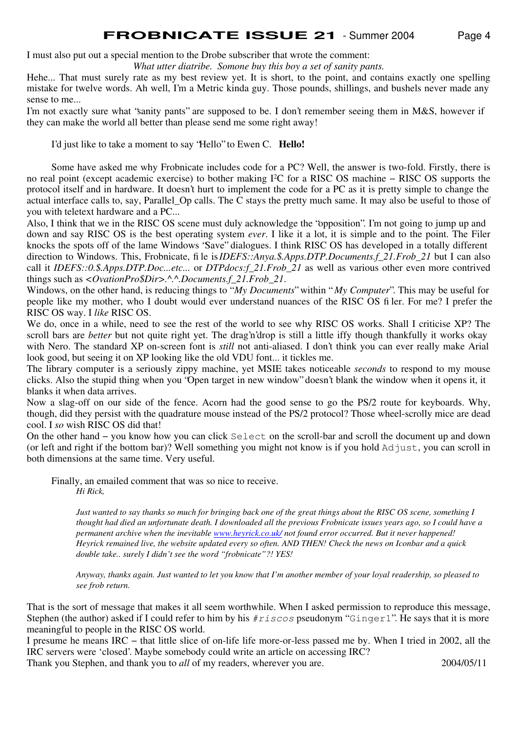I must also put out a special mention to the Drobe subscriber that wrote the comment:

*What utter diatribe. Somone buy this boy a set of sanity pants.*

Hehe... That must surely rate as my best review yet. It is short, to the point, and contains exactly one spelling mistake for twelve words. Ah well, I'm a Metric kinda guy. Those pounds, shillings, and bushels never made any sense to me...

I'm not exactly sure what "sanity pants" are supposed to be. I don't remember seeing them in M&S, however if they can make the world all better than please send me some right away!

I'd just like to take a moment to say "Hello" to Ewen C. **Hello!**

Some have asked me why Frobnicate includes code for a PC? Well, the answer is two-fold. Firstly, there is no real point (except academic exercise) to bother making I²C for a RISC OS machine – RISC OS supports the protocol itself and in hardware. It doesn't hurt to implement the code for a PC as it is pretty simple to change the actual interface calls to, say, Parallel_Op calls. The C stays the pretty much same. It may also be useful to those of you with teletext hardware and a PC...

Also, I think that we in the RISC OS scene must duly acknowledge the "opposition". I'm not going to jump up and down and say RISC OS is the best operating system *ever*. I like it a lot, it is simple and to the point. The Filer knocks the spots off of the lame Windows "Save" dialogues. I think RISC OS has developed in a totally different direction to Windows. This, Frobnicate, file is *IDEFS::Anya.$.Apps.DTP.Documents.f_21.Frob_21* but I can also call it *IDEFS::0.$.Apps.DTP.Doc...etc...* or *DTPdocs:f_21.Frob_21* as well as various other even more contrived things such as *<OvationPro$Dir>.^.^.Documents.f_21.Frob_21*.

Windows, on the other hand, is reducing things to "*My Documents*" within "*My Computer*". This may be useful for people like my mother, who I doubt would ever understand nuances of the RISC OS filer. For me? I prefer the RISC OS way. I *like* RISC OS.

We do, once in a while, need to see the rest of the world to see why RISC OS works. Shall I criticise XP? The scroll bars are *better* but not quite right yet. The drag'n'drop is still a little iffy though thankfully it works okay with Nero. The standard XP on-screen font is *still* not anti-aliased. I don't think you can ever really make Arial look good, but seeing it on XP looking like the old VDU font... it tickles me.

The library computer is a seriously zippy machine, yet MSIE takes noticeable *seconds* to respond to my mouse clicks. Also the stupid thing when you "Open target in new window" doesn't blank the window when it opens it, it blanks it when data arrives.

Now a slag-off on our side of the fence. Acorn had the good sense to go the PS/2 route for keyboards. Why, though, did they persist with the quadrature mouse instead of the PS/2 protocol? Those wheel-scrolly mice are dead cool. I *so* wish RISC OS did that!

On the other hand – you know how you can click `Select` on the scroll-bar and scroll the document up and down (or left and right if the bottom bar)? Well something you might not know is if you hold `Adjust`, you can scroll in both dimensions at the same time. Very useful.

Finally, an emailed comment that was so nice to receive.

> *Hi Rick,*
>
> *Just wanted to say thanks so much for bringing back one of the great things about the RISC OS scene, something I thought had died an unfortunate death. I downloaded all the previous Frobnicate issues years ago, so I could have a permanent archive when the inevitable [www.heyrick.co.uk/](www.heyrick.co.uk/) not found error occurred. But it never happened! Heyrick remained live, the website updated every so often. AND THEN! Check the news on Iconbar and a quick double take.. surely I didn't see the word "frobnicate"?! YES!*
>
> *Anyway, thanks again. Just wanted to let you know that I'm another member of your loyal readership, so pleased to see frob return.*

That is the sort of message that makes it all seem worthwhile. When I asked permission to reproduce this message, Stephen (the author) asked if I could refer to him by his *`#riscos`* pseudonym "`Ginger1`". He says that it is more meaningful to people in the RISC OS world.

I presume he means IRC – that little slice of on-life life more-or-less passed me by. When I tried in 2002, all the IRC servers were 'closed'. Maybe somebody could write an article on accessing IRC?

Thank you Stephen, and thank you to *all* of my readers, wherever you are. 2004/05/11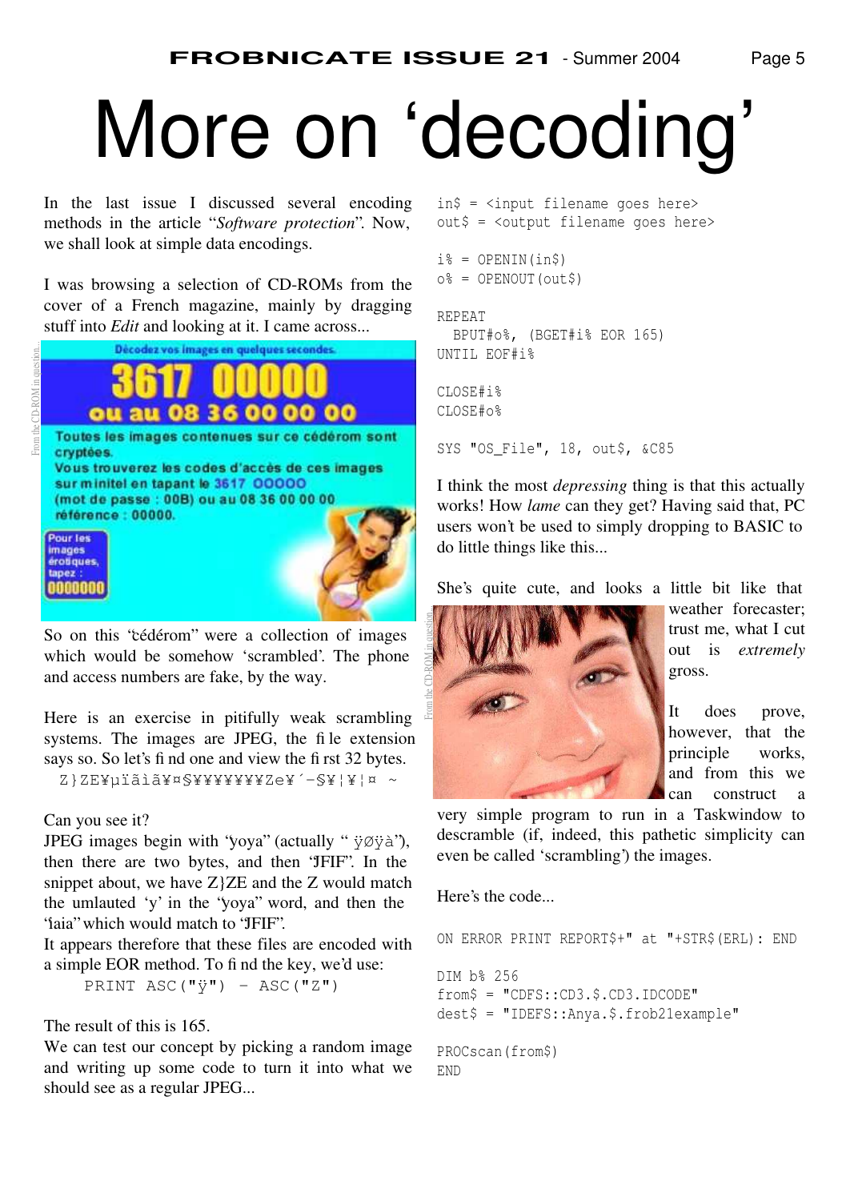# More on 'decoding'

In the last issue I discussed several encoding methods in the article "*Software protection*". Now, we shall look at simple data encodings.

I was browsing a selection of CD-ROMs from the cover of a French magazine, mainly by dragging stuff into *Edit* and looking at it. I came across...

So on this 'cédérom" were a collection of images which would be somehow 'scrambled'. The phone and access numbers are fake, by the way.

Here is an exercise in pitifully weak scrambling systems. The images are JPEG, the file extension says so. So let's find one and view the first 32 bytes.

```
Z}ZE¥µïãìã¥¤§¥¥¥¥¥¥¥¥Ze¥´–§¥¦¥¦¤ ~
```

Can you see it?

JPEG images begin with 'yoya" (actually " ÿØÿà"), then there are two bytes, and then 'JFIF". In the snippet about, we have Z}ZE and the Z would match the umlauted 'y' in the 'yoya" word, and then the 'iaia" which would match to 'JFIF".

It appears therefore that these files are encoded with a simple EOR method. To find the key, we'd use:

```
PRINT ASC("ÿ") - ASC("Z")
```

The result of this is 165.

We can test our concept by picking a random image and writing up some code to turn it into what we should see as a regular JPEG...

```
in$ = <input filename goes here>
out$ = <output filename goes here>

i% = OPENIN(in$)
o% = OPENOUT(out$)

REPEAT
  BPUT#o%, (BGET#i% EOR 165)
UNTIL EOF#i%

CLOSE#i%
CLOSE#o%

SYS "OS_File", 18, out$, &C85
```

I think the most *depressing* thing is that this actually works! How *lame* can they get? Having said that, PC users won't be used to simply dropping to BASIC to do little things like this...

She's quite cute, and looks a little bit like that weather forecaster; trust me, what I cut out is *extremely* gross.

It does prove, however, that the principle works, and from this we can construct a very simple program to run in a Taskwindow to descramble (if, indeed, this pathetic simplicity can even be called 'scrambling') the images.

Here's the code...

```
ON ERROR PRINT REPORT$+" at "+STR$(ERL): END

DIM b% 256
from$ = "CDFS::CD3.$.CD3.IDCODE"
dest$ = "IDEFS::Anya.$.frob21example"

PROCscan(from$)
END
```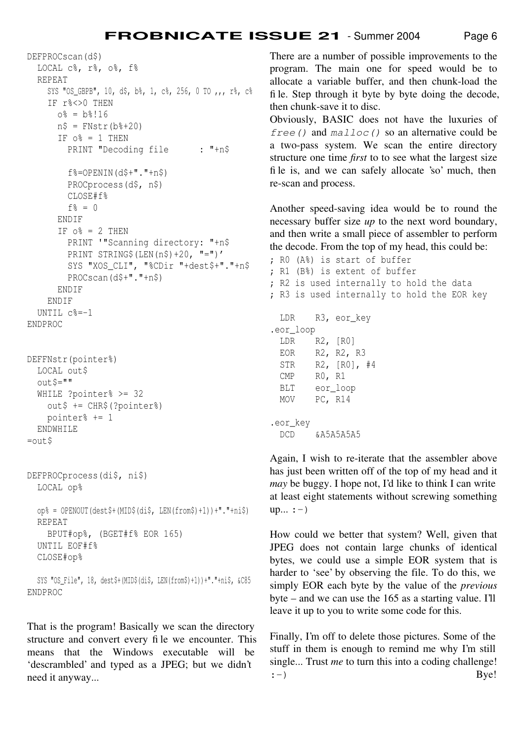```
DEFPROCscan(d$)
  LOCAL c%, r%, o%, f%
  REPEAT
    SYS "OS_GBPB", 10, d$, b%, 1, c%, 256, 0 TO ,,, r%, c%
    IF r%<>0 THEN
      o% = b%!16
      n$ = FNstr(b%+20)
      IF o% = 1 THEN
        PRINT "Decoding file      : "+n$

        f%=OPENIN(d$+"."+n$)
        PROCprocess(d$, n$)
        CLOSE#f%
        f% = 0
      ENDIF
      IF o% = 2 THEN
        PRINT '"Scanning directory: "+n$
        PRINT STRING$(LEN(n$)+20, "=")'
        SYS "XOS_CLI", "%CDir "+dest$+"."+n$
        PROCscan(d$+"."+n$)
      ENDIF
    ENDIF
  UNTIL c%=-1
ENDPROC


DEFFNstr(pointer%)
  LOCAL out$
  out$=""
  WHILE ?pointer% >= 32
    out$ += CHR$(?pointer%)
    pointer% += 1
  ENDWHILE
=out$


DEFPROCprocess(di$, ni$)
  LOCAL op%

  op% = OPENOUT(dest$+(MID$(di$, LEN(from$)+1))+"."+ni$)
  REPEAT
    BPUT#op%, (BGET#f% EOR 165)
  UNTIL EOF#f%
  CLOSE#op%

  SYS "OS_File", 18, dest$+(MID$(di$, LEN(from$)+1))+"."+ni$, &C85
ENDPROC
```

That is the program! Basically we scan the directory structure and convert every file we encounter. This means that the Windows executable will be 'descrambled' and typed as a JPEG; but we didn't need it anyway...

There are a number of possible improvements to the program. The main one for speed would be to allocate a variable buffer, and then chunk-load the file. Step through it byte by byte doing the decode, then chunk-save it to disc.

Obviously, BASIC does not have the luxuries of *free()* and *malloc()* so an alternative could be a two-pass system. We scan the entire directory structure one time ***first*** to to see what the largest size file is, and we can safely allocate 'so' much, then re-scan and process.

Another speed-saving idea would be to round the necessary buffer size *up* to the next word boundary, and then write a small piece of assembler to perform the decode. From the top of my head, this could be:

```
; R0 (A%) is start of buffer
; R1 (B%) is extent of buffer
; R2 is used internally to hold the data
; R3 is used internally to hold the EOR key

  LDR    R3, eor_key
.eor_loop
  LDR    R2, [R0]
  EOR    R2, R2, R3
  STR    R2, [R0], #4
  CMP    R0, R1
  BLT    eor_loop
  MOV    PC, R14

.eor_key
  DCD    &A5A5A5A5
```

Again, I wish to re-iterate that the assembler above has just been written off of the top of my head and it *may* be buggy. I hope not, I'd like to think I can write at least eight statements without screwing something up... :-)

How could we better that system? Well, given that JPEG does not contain large chunks of identical bytes, we could use a simple EOR system that is harder to 'see' by observing the file. To do this, we simply EOR each byte by the value of the *previous* byte – and we can use the 165 as a starting value. I'll leave it up to you to write some code for this.

Finally, I'm off to delete those pictures. Some of the stuff in them is enough to remind me why I'm still single... Trust *me* to turn this into a coding challenge! :-) Bye!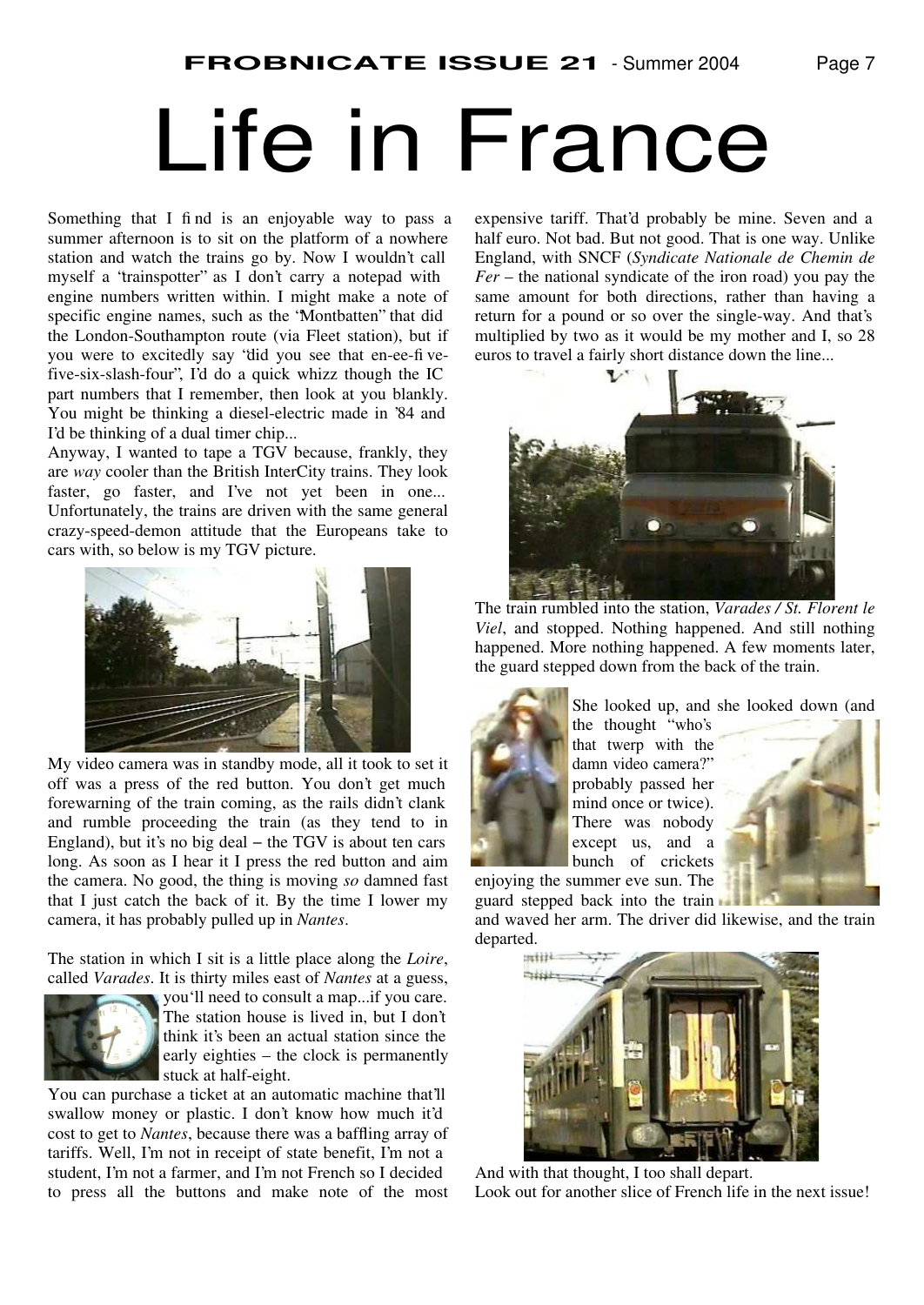# Life in France

Something that I find is an enjoyable way to pass a summer afternoon is to sit on the platform of a nowhere station and watch the trains go by. Now I wouldn't call myself a "trainspotter" as I don't carry a notepad with engine numbers written within. I might make a note of specific engine names, such as the "Montbatten" that did the London-Southampton route (via Fleet station), but if you were to excitedly say "did you see that en-ee-five-five-six-slash-four", I'd do a quick whizz though the IC part numbers that I remember, then look at you blankly. You might be thinking a diesel-electric made in '84 and I'd be thinking of a dual timer chip...

Anyway, I wanted to tape a TGV because, frankly, they are *way* cooler than the British InterCity trains. They look faster, go faster, and I've not yet been in one... Unfortunately, the trains are driven with the same general crazy-speed-demon attitude that the Europeans take to cars with, so below is my TGV picture.

My video camera was in standby mode, all it took to set it off was a press of the red button. You don't get much forewarning of the train coming, as the rails didn't clank and rumble proceeding the train (as they tend to in England), but it's no big deal – the TGV is about ten cars long. As soon as I hear it I press the red button and aim the camera. No good, the thing is moving *so* damned fast that I just catch the back of it. By the time I lower my camera, it has probably pulled up in *Nantes*.

The station in which I sit is a little place along the *Loire*, called *Varades*. It is thirty miles east of *Nantes* at a guess, you'll need to consult a map...if you care. The station house is lived in, but I don't think it's been an actual station since the early eighties – the clock is permanently stuck at half-eight.

You can purchase a ticket at an automatic machine that'll swallow money or plastic. I don't know how much it'd cost to get to *Nantes*, because there was a baffling array of tariffs. Well, I'm not in receipt of state benefit, I'm not a student, I'm not a farmer, and I'm not French so I decided to press all the buttons and make note of the most expensive tariff. That'd probably be mine. Seven and a half euro. Not bad. But not good. That is one way. Unlike England, with SNCF (*Syndicate Nationale de Chemin de Fer* – the national syndicate of the iron road) you pay the same amount for both directions, rather than having a return for a pound or so over the single-way. And that's multiplied by two as it would be my mother and I, so 28 euros to travel a fairly short distance down the line...

The train rumbled into the station, *Varades / St. Florent le Viel*, and stopped. Nothing happened. And still nothing happened. More nothing happened. A few moments later, the guard stepped down from the back of the train.

She looked up, and she looked down (and the thought "who's that twerp with the damn video camera?" probably passed her mind once or twice). There was nobody except us, and a bunch of crickets enjoying the summer eve sun. The guard stepped back into the train and waved her arm. The driver did likewise, and the train departed.

And with that thought, I too shall depart.

Look out for another slice of French life in the next issue!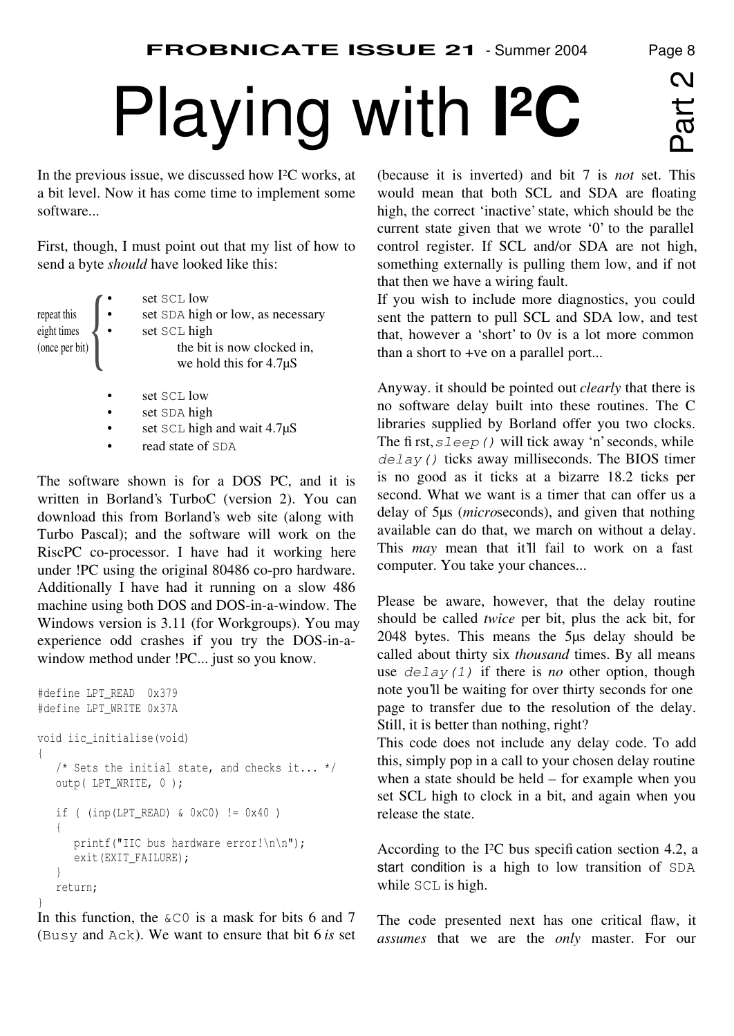# Playing with I²C

Part 2

In the previous issue, we discussed how I²C works, at a bit level. Now it has come time to implement some software...

First, though, I must point out that my list of how to send a byte *should* have looked like this:

repeat this eight times (once per bit):

- set `SCL` low
- set `SDA` high or low, as necessary
- set `SCL` high
  the bit is now clocked in, we hold this for 4.7µS

- set `SCL` low
- set `SDA` high
- set `SCL` high and wait 4.7µS
- read state of `SDA`

The software shown is for a DOS PC, and it is written in Borland's TurboC (version 2). You can download this from Borland's web site (along with Turbo Pascal); and the software will work on the RiscPC co-processor. I have had it working here under !PC using the original 80486 co-pro hardware. Additionally I have had it running on a slow 486 machine using both DOS and DOS-in-a-window. The Windows version is 3.11 (for Workgroups). You may experience odd crashes if you try the DOS-in-a-window method under !PC... just so you know.

```
#define LPT_READ  0x379
#define LPT_WRITE 0x37A

void iic_initialise(void)
{
   /* Sets the initial state, and checks it... */
   outp( LPT_WRITE, 0 );

   if ( (inp(LPT_READ) & 0xC0) != 0x40 )
   {
      printf("IIC bus hardware error!\n\n");
      exit(EXIT_FAILURE);
   }
   return;
}
```

In this function, the `&C0` is a mask for bits 6 and 7 (`Busy` and `Ack`). We want to ensure that bit 6 *is* set (because it is inverted) and bit 7 is *not* set. This would mean that both SCL and SDA are floating high, the correct 'inactive' state, which should be the current state given that we wrote '0' to the parallel control register. If SCL and/or SDA are not high, something externally is pulling them low, and if not that then we have a wiring fault.

If you wish to include more diagnostics, you could sent the pattern to pull SCL and SDA low, and test that, however a 'short' to 0v is a lot more common than a short to +ve on a parallel port...

Anyway. it should be pointed out *clearly* that there is no software delay built into these routines. The C libraries supplied by Borland offer you two clocks. The first, `sleep()` will tick away 'n' seconds, while `delay()` ticks away milliseconds. The BIOS timer is no good as it ticks at a bizarre 18.2 ticks per second. What we want is a timer that can offer us a delay of 5µs (*micro*seconds), and given that nothing available can do that, we march on without a delay. This *may* mean that it'll fail to work on a fast computer. You take your chances...

Please be aware, however, that the delay routine should be called *twice* per bit, plus the ack bit, for 2048 bytes. This means the 5µs delay should be called about thirty six *thousand* times. By all means use `delay(1)` if there is *no* other option, though note you'll be waiting for over thirty seconds for one page to transfer due to the resolution of the delay. Still, it is better than nothing, right?

This code does not include any delay code. To add this, simply pop in a call to your chosen delay routine when a state should be held – for example when you set SCL high to clock in a bit, and again when you release the state.

According to the I²C bus specification section 4.2, a start condition is a high to low transition of `SDA` while `SCL` is high.

The code presented next has one critical flaw, it *assumes* that we are the *only* master. For our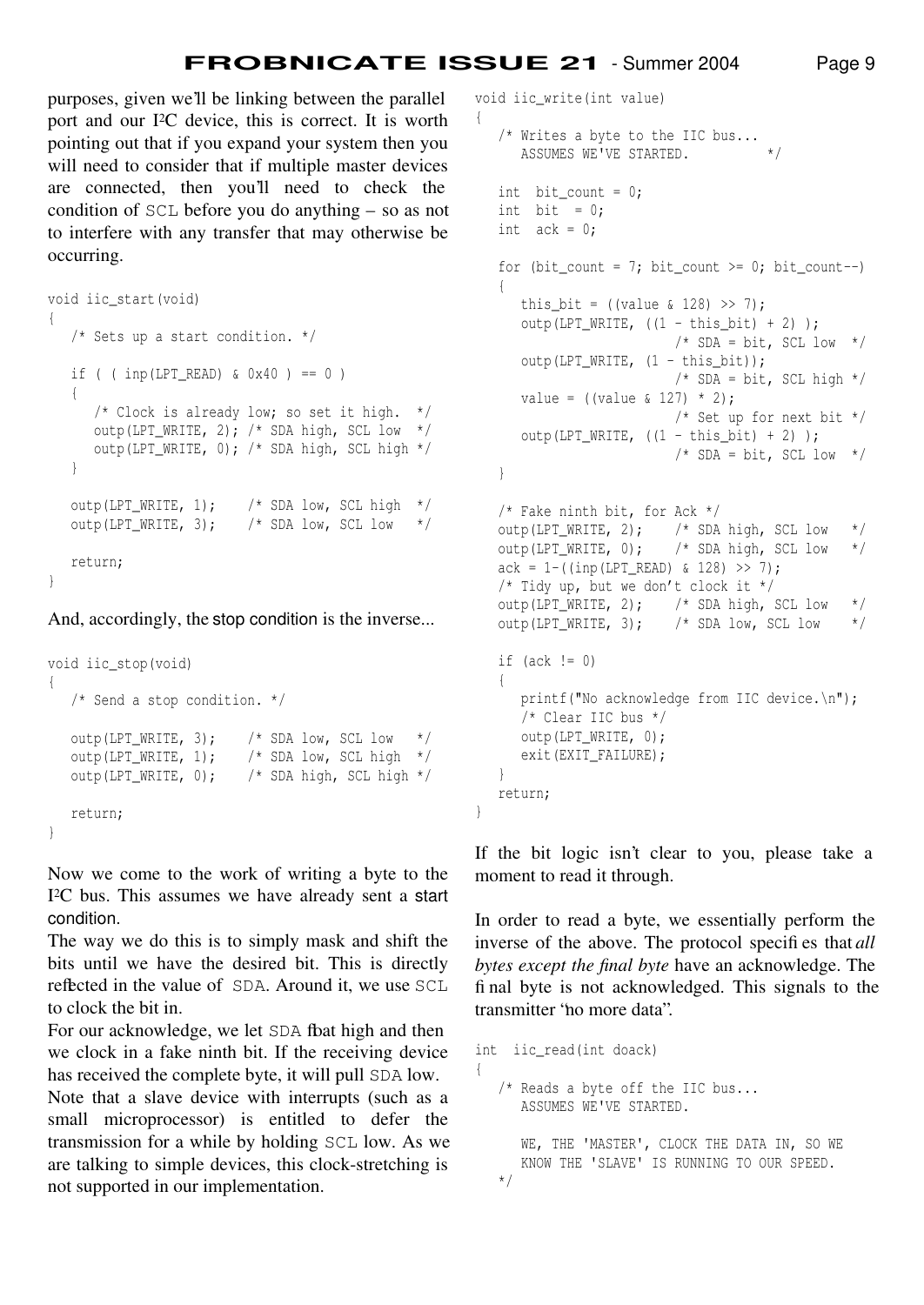purposes, given we'll be linking between the parallel port and our I²C device, this is correct. It is worth pointing out that if you expand your system then you will need to consider that if multiple master devices are connected, then you'll need to check the condition of SCL before you do anything – so as not to interfere with any transfer that may otherwise be occurring.

```
void iic_start(void)
{
   /* Sets up a start condition. */

   if ( ( inp(LPT_READ) & 0x40 ) == 0 )
   {
      /* Clock is already low; so set it high.  */
      outp(LPT_WRITE, 2); /* SDA high, SCL low  */
      outp(LPT_WRITE, 0); /* SDA high, SCL high */
   }

   outp(LPT_WRITE, 1);    /* SDA low, SCL high  */
   outp(LPT_WRITE, 3);    /* SDA low, SCL low   */

   return;
}
```

And, accordingly, the stop condition is the inverse...

```
void iic_stop(void)
{
   /* Send a stop condition. */

   outp(LPT_WRITE, 3);    /* SDA low, SCL low   */
   outp(LPT_WRITE, 1);    /* SDA low, SCL high  */
   outp(LPT_WRITE, 0);    /* SDA high, SCL high */

   return;
}
```

Now we come to the work of writing a byte to the I²C bus. This assumes we have already sent a start condition.

The way we do this is to simply mask and shift the bits until we have the desired bit. This is directly reflected in the value of SDA. Around it, we use SCL to clock the bit in.

For our acknowledge, we let SDA float high and then we clock in a fake ninth bit. If the receiving device has received the complete byte, it will pull SDA low.

Note that a slave device with interrupts (such as a small microprocessor) is entitled to defer the transmission for a while by holding SCL low. As we are talking to simple devices, this clock-stretching is not supported in our implementation.

```
void iic_write(int value)
{
   /* Writes a byte to the IIC bus...
      ASSUMES WE'VE STARTED.          */

   int  bit_count = 0;
   int  bit  = 0;
   int  ack = 0;

   for (bit_count = 7; bit_count >= 0; bit_count--)
   {
      this_bit = ((value & 128) >> 7);
      outp(LPT_WRITE, ((1 - this_bit) + 2) );
                        /* SDA = bit, SCL low  */
      outp(LPT_WRITE, (1 - this_bit));
                        /* SDA = bit, SCL high */
      value = ((value & 127) * 2);
                        /* Set up for next bit */
      outp(LPT_WRITE, ((1 - this_bit) + 2) );
                        /* SDA = bit, SCL low  */
   }

   /* Fake ninth bit, for Ack */
   outp(LPT_WRITE, 2);    /* SDA high, SCL low   */
   outp(LPT_WRITE, 0);    /* SDA high, SCL low   */
   ack = 1-((inp(LPT_READ) & 128) >> 7);
   /* Tidy up, but we don't clock it */
   outp(LPT_WRITE, 2);    /* SDA high, SCL low   */
   outp(LPT_WRITE, 3);    /* SDA low, SCL low    */

   if (ack != 0)
   {
      printf("No acknowledge from IIC device.\n");
      /* Clear IIC bus */
      outp(LPT_WRITE, 0);
      exit(EXIT_FAILURE);
   }
   return;
}
```

If the bit logic isn't clear to you, please take a moment to read it through.

In order to read a byte, we essentially perform the inverse of the above. The protocol specifies that *all bytes except the final byte* have an acknowledge. The final byte is not acknowledged. This signals to the transmitter "no more data".

```
int  iic_read(int doack)
{
   /* Reads a byte off the IIC bus...
      ASSUMES WE'VE STARTED.

      WE, THE 'MASTER', CLOCK THE DATA IN, SO WE
      KNOW THE 'SLAVE' IS RUNNING TO OUR SPEED.
   */
```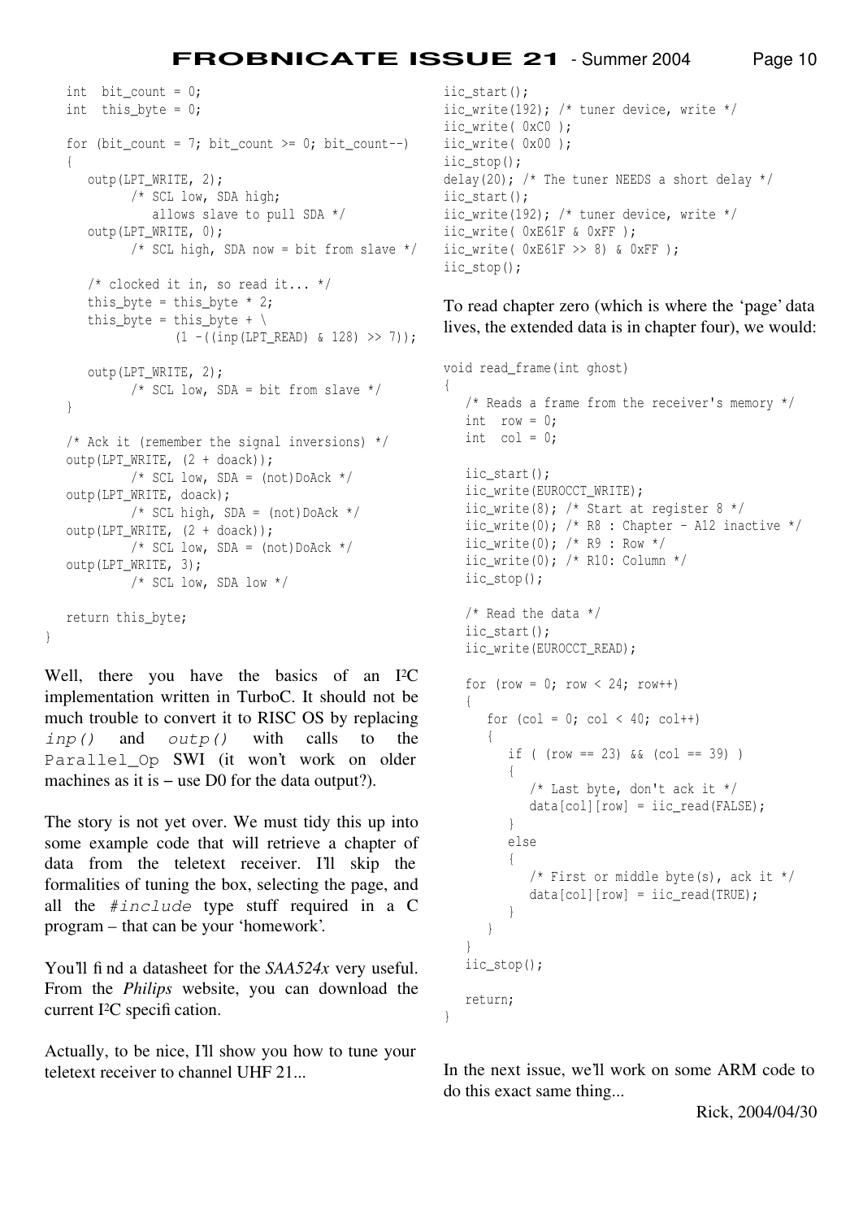```
   int  bit_count = 0;
   int  this_byte = 0;

   for (bit_count = 7; bit_count >= 0; bit_count--)
   {
      outp(LPT_WRITE, 2);
            /* SCL low, SDA high;
               allows slave to pull SDA */
      outp(LPT_WRITE, 0);
            /* SCL high, SDA now = bit from slave */

      /* clocked it in, so read it... */
      this_byte = this_byte * 2;
      this_byte = this_byte + \
                 (1 -((inp(LPT_READ) & 128) >> 7));

      outp(LPT_WRITE, 2);
            /* SCL low, SDA = bit from slave */
   }

   /* Ack it (remember the signal inversions) */
   outp(LPT_WRITE, (2 + doack));
            /* SCL low, SDA = (not)DoAck */
   outp(LPT_WRITE, doack);
            /* SCL high, SDA = (not)DoAck */
   outp(LPT_WRITE, (2 + doack));
            /* SCL low, SDA = (not)DoAck */
   outp(LPT_WRITE, 3);
            /* SCL low, SDA low */

   return this_byte;
}
```

Well, there you have the basics of an I²C implementation written in TurboC. It should not be much trouble to convert it to RISC OS by replacing `inp()` and `outp()` with calls to the `Parallel_Op` SWI (it won't work on older machines as it is – use D0 for the data output?).

The story is not yet over. We must tidy this up into some example code that will retrieve a chapter of data from the teletext receiver. I'll skip the formalities of tuning the box, selecting the page, and all the `#include` type stuff required in a C program – that can be your 'homework'.

You'll find a datasheet for the *SAA524x* very useful. From the *Philips* website, you can download the current I²C specification.

Actually, to be nice, I'll show you how to tune your teletext receiver to channel UHF 21...

```
iic_start();
iic_write(192); /* tuner device, write */
iic_write( 0xC0 );
iic_write( 0x00 );
iic_stop();
delay(20); /* The tuner NEEDS a short delay */
iic_start();
iic_write(192); /* tuner device, write */
iic_write( 0xE61F & 0xFF );
iic_write( 0xE61F >> 8) & 0xFF );
iic_stop();
```

To read chapter zero (which is where the 'page' data lives, the extended data is in chapter four), we would:

```
void read_frame(int ghost)
{
   /* Reads a frame from the receiver's memory */
   int  row = 0;
   int  col = 0;

   iic_start();
   iic_write(EUROCCT_WRITE);
   iic_write(8); /* Start at register 8 */
   iic_write(0); /* R8 : Chapter - A12 inactive */
   iic_write(0); /* R9 : Row */
   iic_write(0); /* R10: Column */
   iic_stop();

   /* Read the data */
   iic_start();
   iic_write(EUROCCT_READ);

   for (row = 0; row < 24; row++)
   {
      for (col = 0; col < 40; col++)
      {
         if ( (row == 23) && (col == 39) )
         {
            /* Last byte, don't ack it */
            data[col][row] = iic_read(FALSE);
         }
         else
         {
            /* First or middle byte(s), ack it */
            data[col][row] = iic_read(TRUE);
         }
      }
   }
   iic_stop();

   return;
}
```

In the next issue, we'll work on some ARM code to do this exact same thing...

Rick, 2004/04/30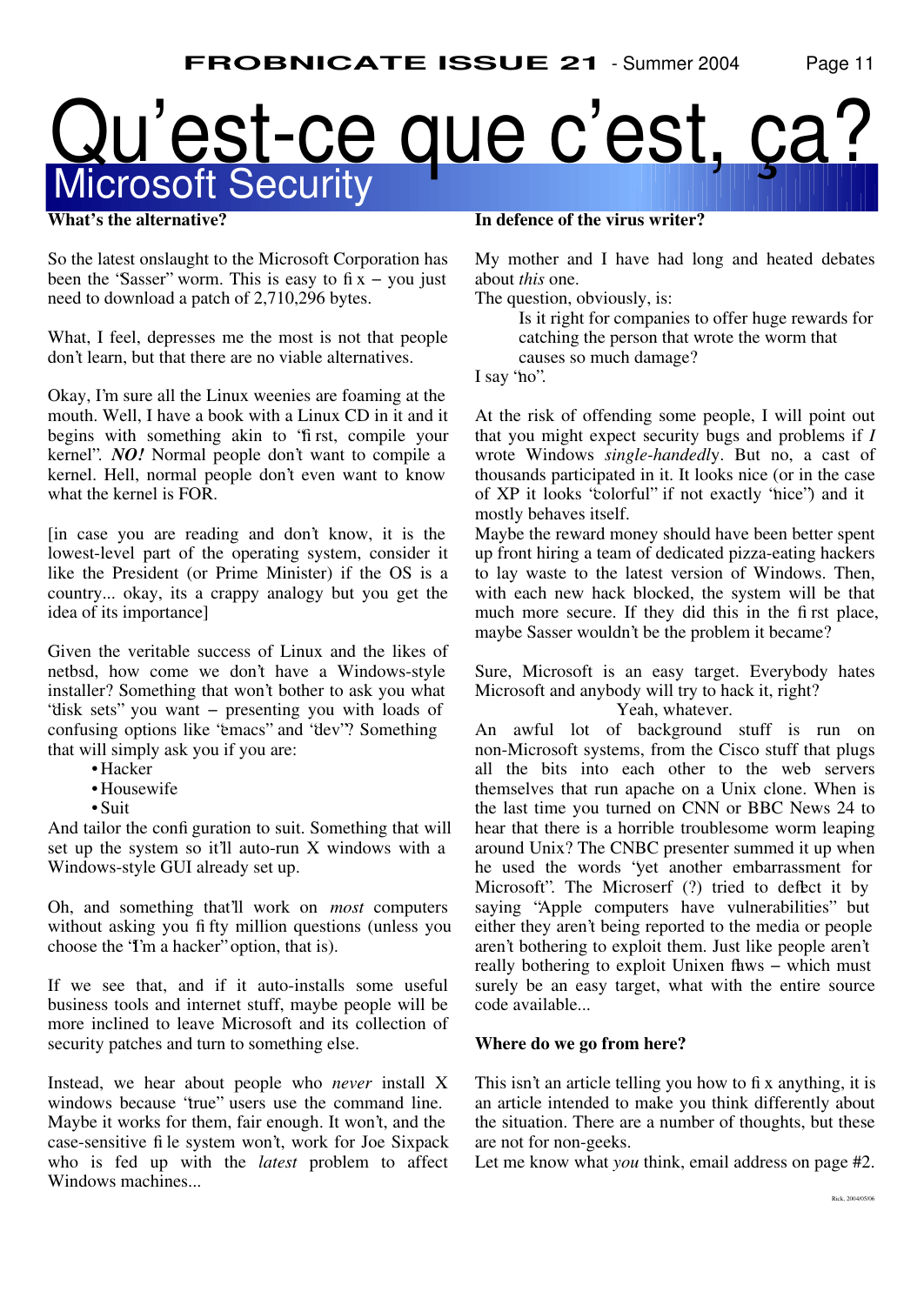# Qu'est-ce que c'est, ça?

## Microsoft Security

**What's the alternative?**

So the latest onslaught to the Microsoft Corporation has been the "Sasser" worm. This is easy to fix – you just need to download a patch of 2,710,296 bytes.

What, I feel, depresses me the most is not that people don't learn, but that there are no viable alternatives.

Okay, I'm sure all the Linux weenies are foaming at the mouth. Well, I have a book with a Linux CD in it and it begins with something akin to "first, compile your kernel". ***NO!*** Normal people don't want to compile a kernel. Hell, normal people don't even want to know what the kernel is FOR.

[in case you are reading and don't know, it is the lowest-level part of the operating system, consider it like the President (or Prime Minister) if the OS is a country... okay, its a crappy analogy but you get the idea of its importance]

Given the veritable success of Linux and the likes of netbsd, how come we don't have a Windows-style installer? Something that won't bother to ask you what "disk sets" you want – presenting you with loads of confusing options like "emacs" and "dev"? Something that will simply ask you if you are:

- Hacker
- Housewife
- Suit

And tailor the configuration to suit. Something that will set up the system so it'll auto-run X windows with a Windows-style GUI already set up.

Oh, and something that'll work on *most* computers without asking you fifty million questions (unless you choose the "I'm a hacker" option, that is).

If we see that, and if it auto-installs some useful business tools and internet stuff, maybe people will be more inclined to leave Microsoft and its collection of security patches and turn to something else.

Instead, we hear about people who *never* install X windows because "true" users use the command line. Maybe it works for them, fair enough. It won't, and the case-sensitive file system won't, work for Joe Sixpack who is fed up with the *latest* problem to affect Windows machines...

**In defence of the virus writer?**

My mother and I have had long and heated debates about *this* one.
The question, obviously, is:

> Is it right for companies to offer huge rewards for catching the person that wrote the worm that causes so much damage?

I say "no".

At the risk of offending some people, I will point out that you might expect security bugs and problems if *I* wrote Windows *single-handedly*. But no, a cast of thousands participated in it. It looks nice (or in the case of XP it looks "colorful" if not exactly "nice") and it mostly behaves itself.
Maybe the reward money should have been better spent up front hiring a team of dedicated pizza-eating hackers to lay waste to the latest version of Windows. Then, with each new hack blocked, the system will be that much more secure. If they did this in the first place, maybe Sasser wouldn't be the problem it became?

Sure, Microsoft is an easy target. Everybody hates Microsoft and anybody will try to hack it, right?
Yeah, whatever.
An awful lot of background stuff is run on non-Microsoft systems, from the Cisco stuff that plugs all the bits into each other to the web servers themselves that run apache on a Unix clone. When is the last time you turned on CNN or BBC News 24 to hear that there is a horrible troublesome worm leaping around Unix? The CNBC presenter summed it up when he used the words "yet another embarrassment for Microsoft". The Microserf (?) tried to deflect it by saying "Apple computers have vulnerabilities" but either they aren't being reported to the media or people aren't bothering to exploit them. Just like people aren't really bothering to exploit Unixen flaws – which must surely be an easy target, what with the entire source code available...

**Where do we go from here?**

This isn't an article telling you how to fix anything, it is an article intended to make you think differently about the situation. There are a number of thoughts, but these are not for non-geeks.
Let me know what *you* think, email address on page #2.

Rick, 2004/05/06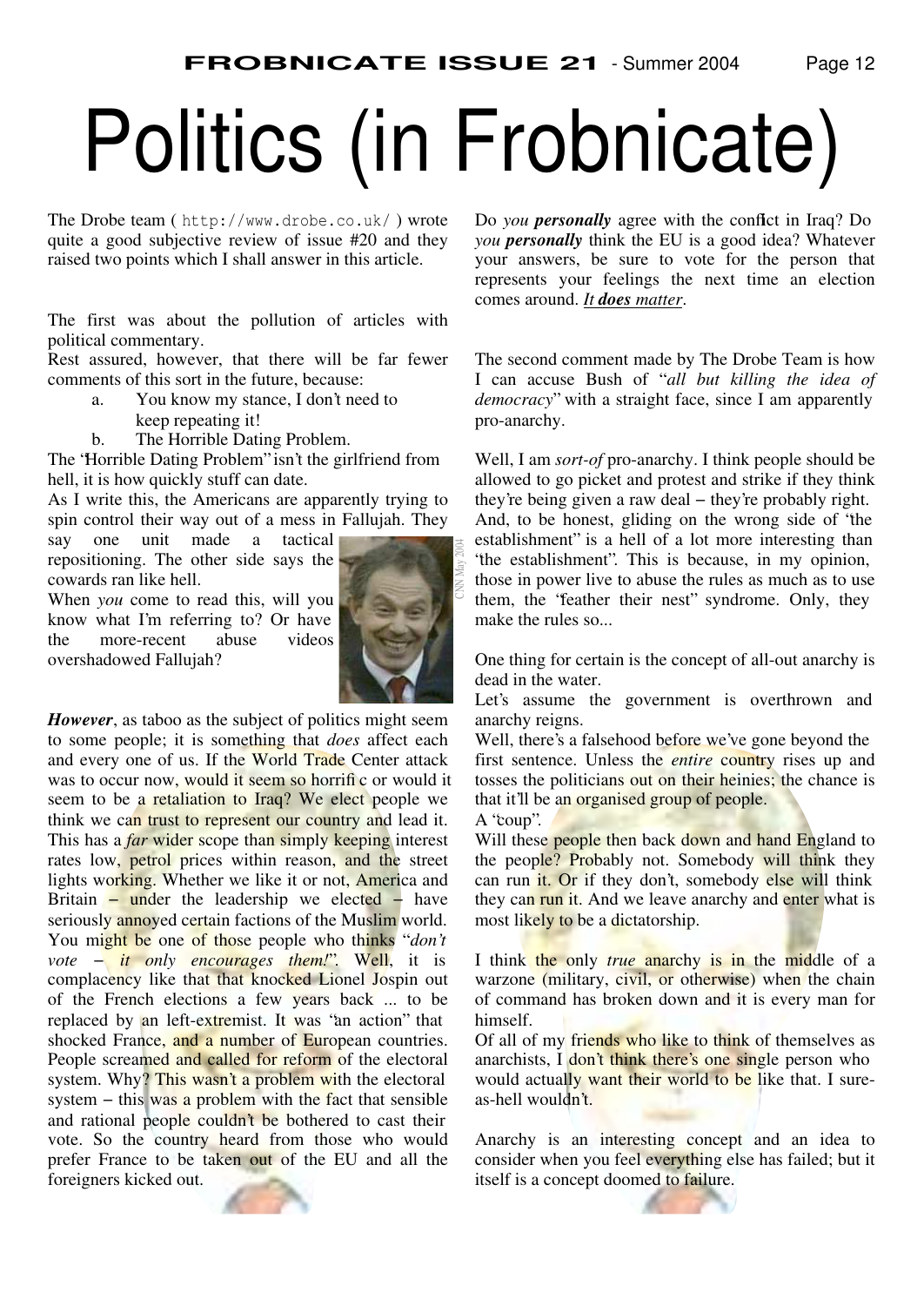# Politics (in Frobnicate)

The Drobe team ( http://www.drobe.co.uk/ ) wrote quite a good subjective review of issue #20 and they raised two points which I shall answer in this article.

The first was about the pollution of articles with political commentary.

Rest assured, however, that there will be far fewer comments of this sort in the future, because:

a. You know my stance, I don't need to keep repeating it!
b. The Horrible Dating Problem.

The "Horrible Dating Problem" isn't the girlfriend from hell, it is how quickly stuff can date.

As I write this, the Americans are apparently trying to spin control their way out of a mess in Fallujah. They say one unit made a tactical repositioning. The other side says the cowards ran like hell.

When *you* come to read this, will you know what I'm referring to? Or have the more-recent abuse videos overshadowed Fallujah?

CNN May 2004

***However***, as taboo as the subject of politics might seem to some people; it is something that *does* affect each and every one of us. If the World Trade Center attack was to occur now, would it seem so horrific or would it seem to be a retaliation to Iraq? We elect people we think we can trust to represent our country and lead it. This has a *far* wider scope than simply keeping interest rates low, petrol prices within reason, and the street lights working. Whether we like it or not, America and Britain – under the leadership we elected – have seriously annoyed certain factions of the Muslim world. You might be one of those people who thinks "*don't vote – it only encourages them!*". Well, it is complacency like that that knocked Lionel Jospin out of the French elections a few years back ... to be replaced by an left-extremist. It was "an action" that shocked France, and a number of European countries. People screamed and called for reform of the electoral system. Why? This wasn't a problem with the electoral system – this was a problem with the fact that sensible and rational people couldn't be bothered to cast their vote. So the country heard from those who would prefer France to be taken out of the EU and all the foreigners kicked out.

Do *you* ***personally*** agree with the conflict in Iraq? Do *you* ***personally*** think the EU is a good idea? Whatever your answers, be sure to vote for the person that represents your feelings the next time an election comes around. *__It **does** matter__*.

The second comment made by The Drobe Team is how I can accuse Bush of "*all but killing the idea of democracy*" with a straight face, since I am apparently pro-anarchy.

Well, I am *sort-of* pro-anarchy. I think people should be allowed to go picket and protest and strike if they think they're being given a raw deal – they're probably right. And, to be honest, gliding on the wrong side of "the establishment" is a hell of a lot more interesting than "the establishment". This is because, in my opinion, those in power live to abuse the rules as much as to use them, the "feather their nest" syndrome. Only, they make the rules so...

One thing for certain is the concept of all-out anarchy is dead in the water.

Let's assume the government is overthrown and anarchy reigns.

Well, there's a falsehood before we've gone beyond the first sentence. Unless the *entire* country rises up and tosses the politicians out on their heinies; the chance is that it'll be an organised group of people.

A "coup".

Will these people then back down and hand England to the people? Probably not. Somebody will think they can run it. Or if they don't, somebody else will think they can run it. And we leave anarchy and enter what is most likely to be a dictatorship.

I think the only *true* anarchy is in the middle of a warzone (military, civil, or otherwise) when the chain of command has broken down and it is every man for himself.

Of all of my friends who like to think of themselves as anarchists, I don't think there's one single person who would actually want their world to be like that. I sure-as-hell wouldn't.

Anarchy is an interesting concept and an idea to consider when you feel everything else has failed; but it itself is a concept doomed to failure.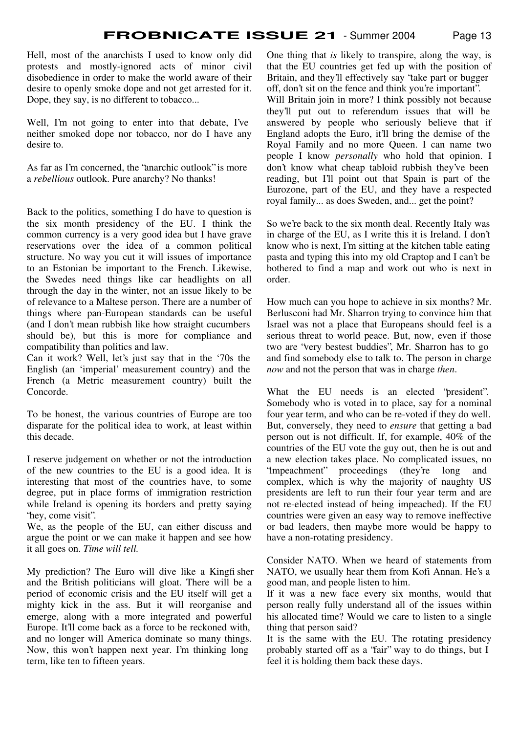Hell, most of the anarchists I used to know only did protests and mostly-ignored acts of minor civil disobedience in order to make the world aware of their desire to openly smoke dope and not get arrested for it. Dope, they say, is no different to tobacco...

Well, I'm not going to enter into that debate, I've neither smoked dope nor tobacco, nor do I have any desire to.

As far as I'm concerned, the "anarchic outlook" is more a *rebellious* outlook. Pure anarchy? No thanks!

Back to the politics, something I do have to question is the six month presidency of the EU. I think the common currency is a very good idea but I have grave reservations over the idea of a common political structure. No way you cut it will issues of importance to an Estonian be important to the French. Likewise, the Swedes need things like car headlights on all through the day in the winter, not an issue likely to be of relevance to a Maltese person. There are a number of things where pan-European standards can be useful (and I don't mean rubbish like how straight cucumbers should be), but this is more for compliance and compatibility than politics and law.

Can it work? Well, let's just say that in the '70s the English (an 'imperial' measurement country) and the French (a Metric measurement country) built the Concorde.

To be honest, the various countries of Europe are too disparate for the political idea to work, at least within this decade.

I reserve judgement on whether or not the introduction of the new countries to the EU is a good idea. It is interesting that most of the countries have, to some degree, put in place forms of immigration restriction while Ireland is opening its borders and pretty saying "hey, come visit".

We, as the people of the EU, can either discuss and argue the point or we can make it happen and see how it all goes on. *Time will tell.*

My prediction? The Euro will dive like a Kingfisher and the British politicians will gloat. There will be a period of economic crisis and the EU itself will get a mighty kick in the ass. But it will reorganise and emerge, along with a more integrated and powerful Europe. It'll come back as a force to be reckoned with, and no longer will America dominate so many things. Now, this won't happen next year. I'm thinking long term, like ten to fifteen years.

One thing that *is* likely to transpire, along the way, is that the EU countries get fed up with the position of Britain, and they'll effectively say 'take part or bugger off, don't sit on the fence and think you're important".

Will Britain join in more? I think possibly not because they'll put out to referendum issues that will be answered by people who seriously believe that if England adopts the Euro, it'll bring the demise of the Royal Family and no more Queen. I can name two people I know *personally* who hold that opinion. I don't know what cheap tabloid rubbish they've been reading, but I'll point out that Spain is part of the Eurozone, part of the EU, and they have a respected royal family... as does Sweden, and... get the point?

So we're back to the six month deal. Recently Italy was in charge of the EU, as I write this it is Ireland. I don't know who is next, I'm sitting at the kitchen table eating pasta and typing this into my old Craptop and I can't be bothered to find a map and work out who is next in order.

How much can you hope to achieve in six months? Mr. Berlusconi had Mr. Sharron trying to convince him that Israel was not a place that Europeans should feel is a serious threat to world peace. But, now, even if those two are "very bestest buddies", Mr. Sharron has to go and find somebody else to talk to. The person in charge *now* and not the person that was in charge *then*.

What the EU needs is an elected "president". Somebody who is voted in to place, say for a nominal four year term, and who can be re-voted if they do well. But, conversely, they need to *ensure* that getting a bad person out is not difficult. If, for example, 40% of the countries of the EU vote the guy out, then he is out and a new election takes place. No complicated issues, no "impeachment" proceedings (they're long and complex, which is why the majority of naughty US presidents are left to run their four year term and are not re-elected instead of being impeached). If the EU countries were given an easy way to remove ineffective or bad leaders, then maybe more would be happy to have a non-rotating presidency.

Consider NATO. When we heard of statements from NATO, we usually hear them from Kofi Annan. He's a good man, and people listen to him.

If it was a new face every six months, would that person really fully understand all of the issues within his allocated time? Would we care to listen to a single thing that person said?

It is the same with the EU. The rotating presidency probably started off as a "fair" way to do things, but I feel it is holding them back these days.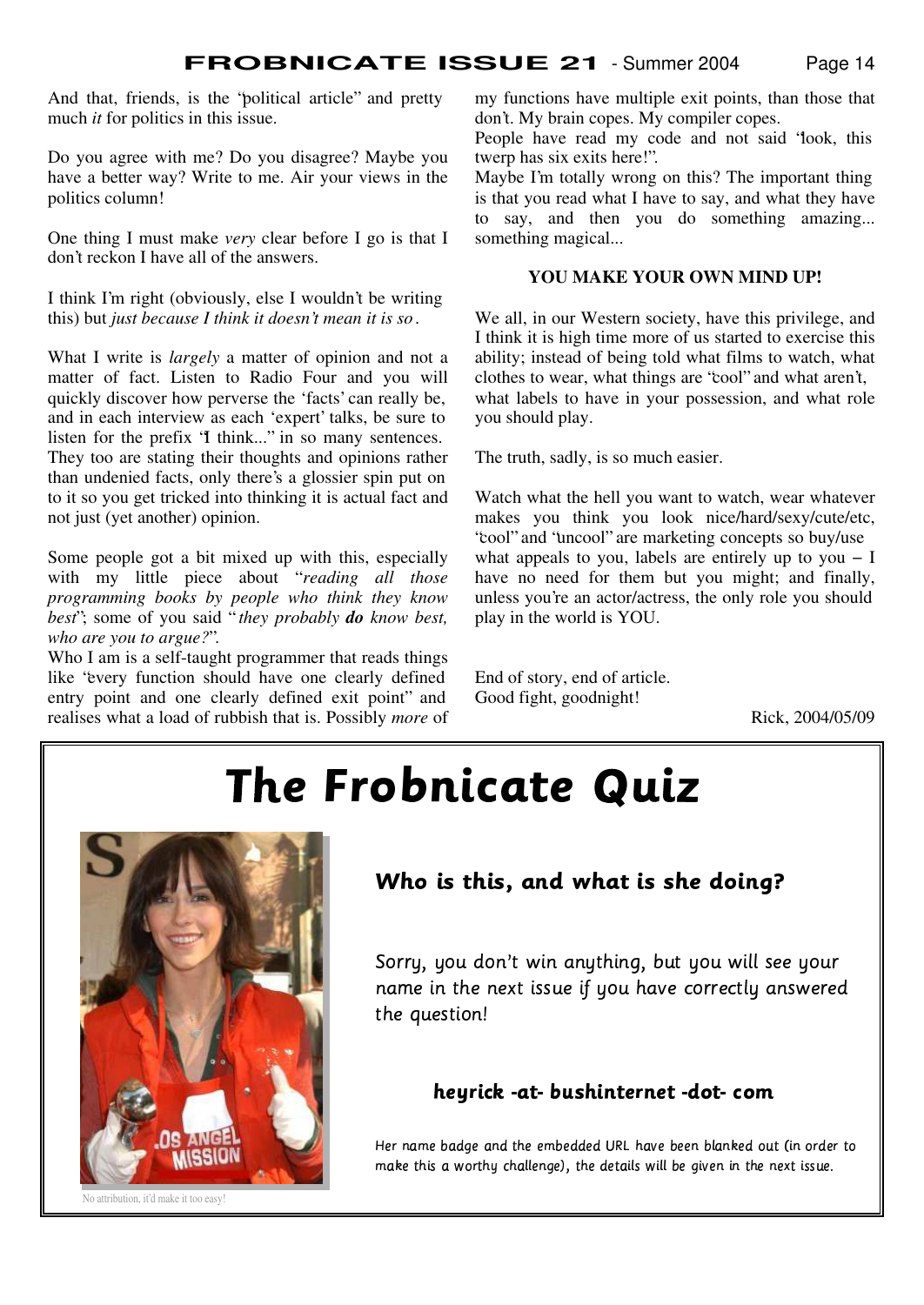And that, friends, is the "political article" and pretty much *it* for politics in this issue.

Do you agree with me? Do you disagree? Maybe you have a better way? Write to me. Air your views in the politics column!

One thing I must make *very* clear before I go is that I don't reckon I have all of the answers.

I think I'm right (obviously, else I wouldn't be writing this) but *just because I think it doesn't mean it is so*.

What I write is *largely* a matter of opinion and not a matter of fact. Listen to Radio Four and you will quickly discover how perverse the 'facts' can really be, and in each interview as each 'expert' talks, be sure to listen for the prefix "I think..." in so many sentences. They too are stating their thoughts and opinions rather than undenied facts, only there's a glossier spin put on to it so you get tricked into thinking it is actual fact and not just (yet another) opinion.

Some people got a bit mixed up with this, especially with my little piece about "*reading all those programming books by people who think they know best*"; some of you said "*they probably **do** know best, who are you to argue?*".
Who I am is a self-taught programmer that reads things like "every function should have one clearly defined entry point and one clearly defined exit point" and realises what a load of rubbish that is. Possibly *more* of my functions have multiple exit points, than those that don't. My brain copes. My compiler copes.
People have read my code and not said "look, this twerp has six exits here!".
Maybe I'm totally wrong on this? The important thing is that you read what I have to say, and what they have to say, and then you do something amazing... something magical...

**YOU MAKE YOUR OWN MIND UP!**

We all, in our Western society, have this privilege, and I think it is high time more of us started to exercise this ability; instead of being told what films to watch, what clothes to wear, what things are "cool" and what aren't, what labels to have in your possession, and what role you should play.

The truth, sadly, is so much easier.

Watch what the hell you want to watch, wear whatever makes you think you look nice/hard/sexy/cute/etc, "cool" and "uncool" are marketing concepts so buy/use what appeals to you, labels are entirely up to you – I have no need for them but you might; and finally, unless you're an actor/actress, the only role you should play in the world is YOU.

End of story, end of article.
Good fight, goodnight!

Rick, 2004/05/09

# The Frobnicate Quiz

No attribution, it'd make it too easy!

### Who is this, and what is she doing?

Sorry, you don't win anything, but you will see your name in the next issue if you have correctly answered the question!

**heyrick -at- bushinternet -dot- com**

Her name badge and the embedded URL have been blanked out (in order to make this a worthy challenge), the details will be given in the next issue.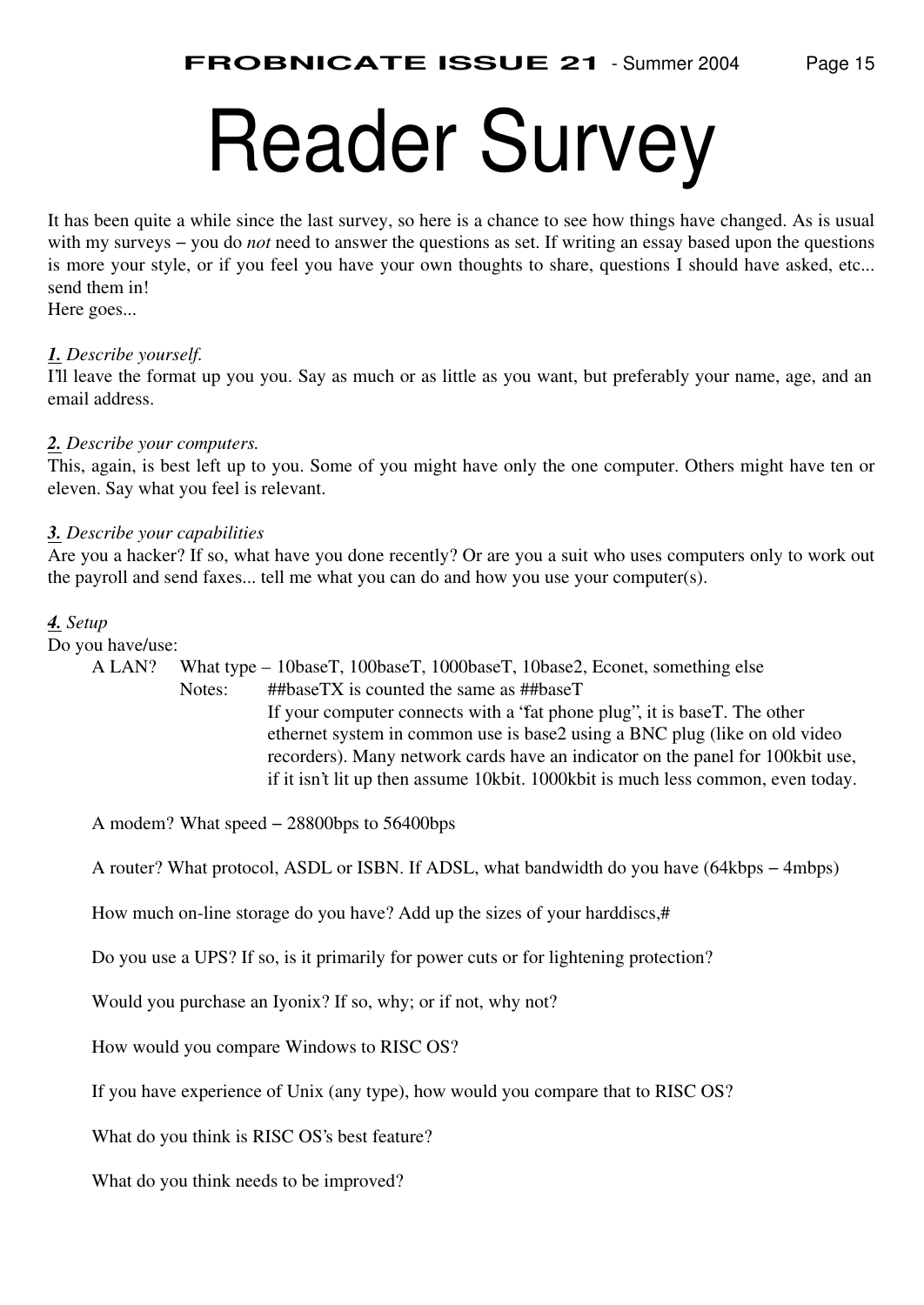# Reader Survey

It has been quite a while since the last survey, so here is a chance to see how things have changed. As is usual with my surveys – you do *not* need to answer the questions as set. If writing an essay based upon the questions is more your style, or if you feel you have your own thoughts to share, questions I should have asked, etc... send them in!
Here goes...

***1.*** *Describe yourself.*
I'll leave the format up you you. Say as much or as little as you want, but preferably your name, age, and an email address.

***2.*** *Describe your computers.*
This, again, is best left up to you. Some of you might have only the one computer. Others might have ten or eleven. Say what you feel is relevant.

***3.*** *Describe your capabilities*
Are you a hacker? If so, what have you done recently? Or are you a suit who uses computers only to work out the payroll and send faxes... tell me what you can do and how you use your computer(s).

***4.*** *Setup*
Do you have/use:

A LAN? What type – 10baseT, 100baseT, 1000baseT, 10base2, Econet, something else

Notes: ##baseTX is counted the same as ##baseT
If your computer connects with a "fat phone plug", it is baseT. The other ethernet system in common use is base2 using a BNC plug (like on old video recorders). Many network cards have an indicator on the panel for 100kbit use, if it isn't lit up then assume 10kbit. 1000kbit is much less common, even today.

A modem? What speed – 28800bps to 56400bps

A router? What protocol, ASDL or ISBN. If ADSL, what bandwidth do you have (64kbps – 4mbps)

How much on-line storage do you have? Add up the sizes of your harddiscs,#

Do you use a UPS? If so, is it primarily for power cuts or for lightening protection?

Would you purchase an Iyonix? If so, why; or if not, why not?

How would you compare Windows to RISC OS?

If you have experience of Unix (any type), how would you compare that to RISC OS?

What do you think is RISC OS's best feature?

What do you think needs to be improved?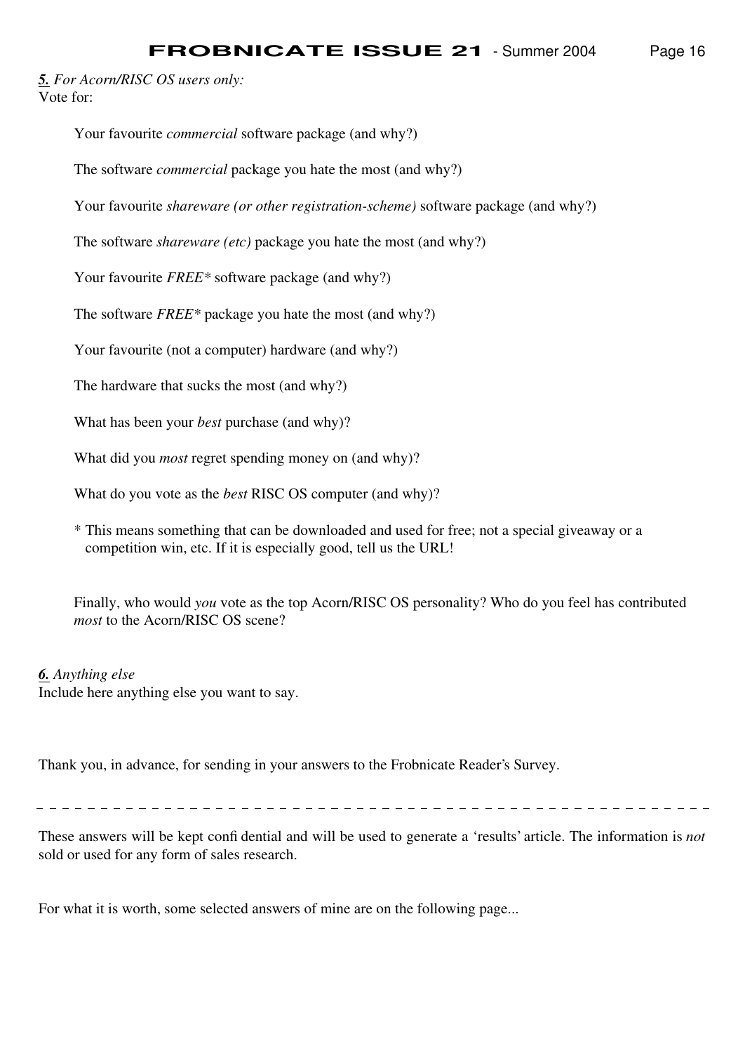***5.*** *For Acorn/RISC OS users only:*
Vote for:

Your favourite *commercial* software package (and why?)

The software *commercial* package you hate the most (and why?)

Your favourite *shareware (or other registration-scheme)* software package (and why?)

The software *shareware (etc)* package you hate the most (and why?)

Your favourite *FREE** software package (and why?)

The software *FREE** package you hate the most (and why?)

Your favourite (not a computer) hardware (and why?)

The hardware that sucks the most (and why?)

What has been your *best* purchase (and why)?

What did you *most* regret spending money on (and why)?

What do you vote as the *best* RISC OS computer (and why)?

* This means something that can be downloaded and used for free; not a special giveaway or a competition win, etc. If it is especially good, tell us the URL!

Finally, who would *you* vote as the top Acorn/RISC OS personality? Who do you feel has contributed *most* to the Acorn/RISC OS scene?

***6.*** *Anything else*
Include here anything else you want to say.

Thank you, in advance, for sending in your answers to the Frobnicate Reader's Survey.

---

These answers will be kept confidential and will be used to generate a 'results' article. The information is *not* sold or used for any form of sales research.

For what it is worth, some selected answers of mine are on the following page...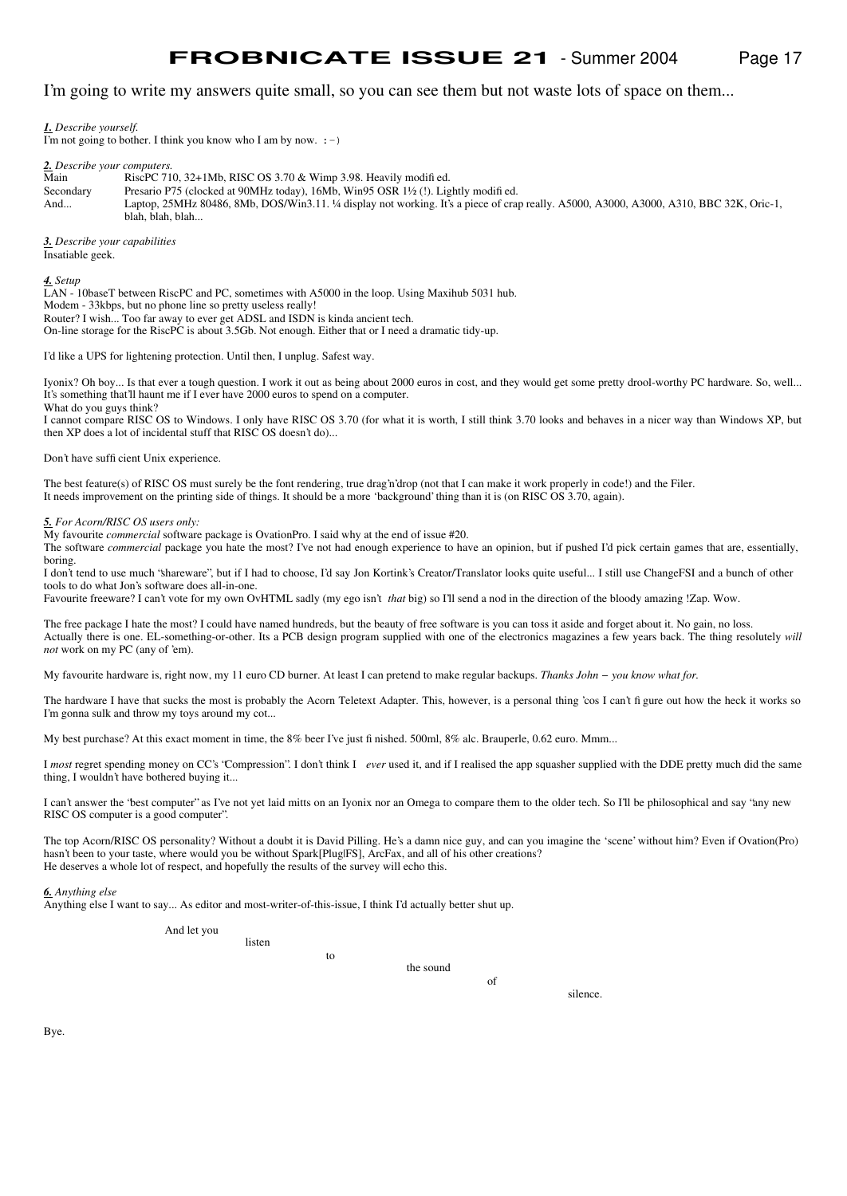I'm going to write my answers quite small, so you can see them but not waste lots of space on them...

***1.*** *Describe yourself.*
I'm not going to bother. I think you know who I am by now. :-)

***2.*** *Describe your computers.*

| | |
|---|---|
| Main | RiscPC 710, 32+1Mb, RISC OS 3.70 & Wimp 3.98. Heavily modified. |
| Secondary | Presario P75 (clocked at 90MHz today), 16Mb, Win95 OSR 1½ (!). Lightly modified. |
| And... | Laptop, 25MHz 80486, 8Mb, DOS/Win3.11. ¼ display not working. It's a piece of crap really. A5000, A3000, A3000, A310, BBC 32K, Oric-1, blah, blah, blah... |

***3.*** *Describe your capabilities*
Insatiable geek.

***4.*** *Setup*
LAN - 10baseT between RiscPC and PC, sometimes with A5000 in the loop. Using Maxihub 5031 hub.
Modem - 33kbps, but no phone line so pretty useless really!
Router? I wish... Too far away to ever get ADSL and ISDN is kinda ancient tech.
On-line storage for the RiscPC is about 3.5Gb. Not enough. Either that or I need a dramatic tidy-up.

I'd like a UPS for lightening protection. Until then, I unplug. Safest way.

Iyonix? Oh boy... Is that ever a tough question. I work it out as being about 2000 euros in cost, and they would get some pretty drool-worthy PC hardware. So, well... It's something that'll haunt me if I ever have 2000 euros to spend on a computer.
What do you guys think?
I cannot compare RISC OS to Windows. I only have RISC OS 3.70 (for what it is worth, I still think 3.70 looks and behaves in a nicer way than Windows XP, but then XP does a lot of incidental stuff that RISC OS doesn't do)...

Don't have sufficient Unix experience.

The best feature(s) of RISC OS must surely be the font rendering, true drag'n'drop (not that I can make it work properly in code!) and the Filer.
It needs improvement on the printing side of things. It should be a more 'background' thing than it is (on RISC OS 3.70, again).

***5.*** *For Acorn/RISC OS users only:*
My favourite *commercial* software package is OvationPro. I said why at the end of issue #20.
The software *commercial* package you hate the most? I've not had enough experience to have an opinion, but if pushed I'd pick certain games that are, essentially, boring.
I don't tend to use much "shareware", but if I had to choose, I'd say Jon Kortink's Creator/Translator looks quite useful... I still use ChangeFSI and a bunch of other tools to do what Jon's software does all-in-one.
Favourite freeware? I can't vote for my own OvHTML sadly (my ego isn't *that* big) so I'll send a nod in the direction of the bloody amazing !Zap. Wow.

The free package I hate the most? I could have named hundreds, but the beauty of free software is you can toss it aside and forget about it. No gain, no loss.
Actually there is one. EL-something-or-other. Its a PCB design program supplied with one of the electronics magazines a few years back. The thing resolutely *will not* work on my PC (any of 'em).

My favourite hardware is, right now, my 11 euro CD burner. At least I can pretend to make regular backups. *Thanks John – you know what for.*

The hardware I have that sucks the most is probably the Acorn Teletext Adapter. This, however, is a personal thing 'cos I can't figure out how the heck it works so I'm gonna sulk and throw my toys around my cot...

My best purchase? At this exact moment in time, the 8% beer I've just finished. 500ml, 8% alc. Brauperle, 0.62 euro. Mmm...

I *most* regret spending money on CC's "Compression". I don't think I *ever* used it, and if I realised the app squasher supplied with the DDE pretty much did the same thing, I wouldn't have bothered buying it...

I can't answer the "best computer" as I've not yet laid mitts on an Iyonix nor an Omega to compare them to the older tech. So I'll be philosophical and say "any new RISC OS computer is a good computer".

The top Acorn/RISC OS personality? Without a doubt it is David Pilling. He's a damn nice guy, and can you imagine the 'scene' without him? Even if Ovation(Pro) hasn't been to your taste, where would you be without Spark[Plug|FS], ArcFax, and all of his other creations?
He deserves a whole lot of respect, and hopefully the results of the survey will echo this.

***6.*** *Anything else*
Anything else I want to say... As editor and most-writer-of-this-issue, I think I'd actually better shut up.

And let you
listen
to
the sound
of
silence.

Bye.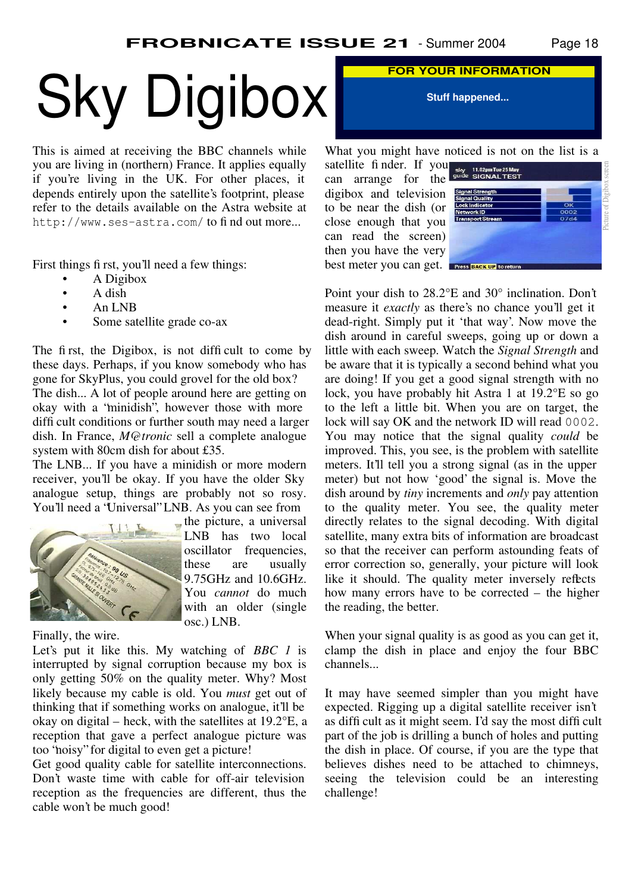# Sky Digibox

**FOR YOUR INFORMATION**

**Stuff happened...**

This is aimed at receiving the BBC channels while you are living in (northern) France. It applies equally if you're living in the UK. For other places, it depends entirely upon the satellite's footprint, please refer to the details available on the Astra website at `http://www.ses-astra.com/` to find out more...

First things first, you'll need a few things:

- A Digibox
- A dish
- An LNB
- Some satellite grade co-ax

The first, the Digibox, is not difficult to come by these days. Perhaps, if you know somebody who has gone for SkyPlus, you could grovel for the old box?

The dish... A lot of people around here are getting on okay with a "minidish", however those with more difficult conditions or further south may need a larger dish. In France, *M@tronic* sell a complete analogue system with 80cm dish for about £35.

The LNB... If you have a minidish or more modern receiver, you'll be okay. If you have the older Sky analogue setup, things are probably not so rosy. You'll need a "Universal" LNB. As you can see from the picture, a universal LNB has two local oscillator frequencies, these are usually 9.75GHz and 10.6GHz. You *cannot* do much with an older (single osc.) LNB.

Finally, the wire.

Let's put it like this. My watching of *BBC 1* is interrupted by signal corruption because my box is only getting 50% on the quality meter. Why? Most likely because my cable is old. You *must* get out of thinking that if something works on analogue, it'll be okay on digital – heck, with the satellites at 19.2°E, a reception that gave a perfect analogue picture was too "noisy" for digital to even get a picture!

Get good quality cable for satellite interconnections. Don't waste time with cable for off-air television reception as the frequencies are different, thus the cable won't be much good!

What you might have noticed is not on the list is a satellite finder. If you can arrange for the digibox and television to be near the dish (or close enough that you can read the screen) then you have the very best meter you can get.

Picture of Digibox screen

Point your dish to 28.2°E and 30° inclination. Don't measure it *exactly* as there's no chance you'll get it dead-right. Simply put it 'that way'. Now move the dish around in careful sweeps, going up or down a little with each sweep. Watch the *Signal Strength* and be aware that it is typically a second behind what you are doing! If you get a good signal strength with no lock, you have probably hit Astra 1 at 19.2°E so go to the left a little bit. When you are on target, the lock will say OK and the network ID will read `0002`.

You may notice that the signal quality *could* be improved. This, you see, is the problem with satellite meters. It'll tell you a strong signal (as in the upper meter) but not how 'good' the signal is. Move the dish around by *tiny* increments and *only* pay attention to the quality meter. You see, the quality meter directly relates to the signal decoding. With digital satellite, many extra bits of information are broadcast so that the receiver can perform astounding feats of error correction so, generally, your picture will look like it should. The quality meter inversely reflects how many errors have to be corrected – the higher the reading, the better.

When your signal quality is as good as you can get it, clamp the dish in place and enjoy the four BBC channels...

It may have seemed simpler than you might have expected. Rigging up a digital satellite receiver isn't as difficult as it might seem. I'd say the most difficult part of the job is drilling a bunch of holes and putting the dish in place. Of course, if you are the type that believes dishes need to be attached to chimneys, seeing the television could be an interesting challenge!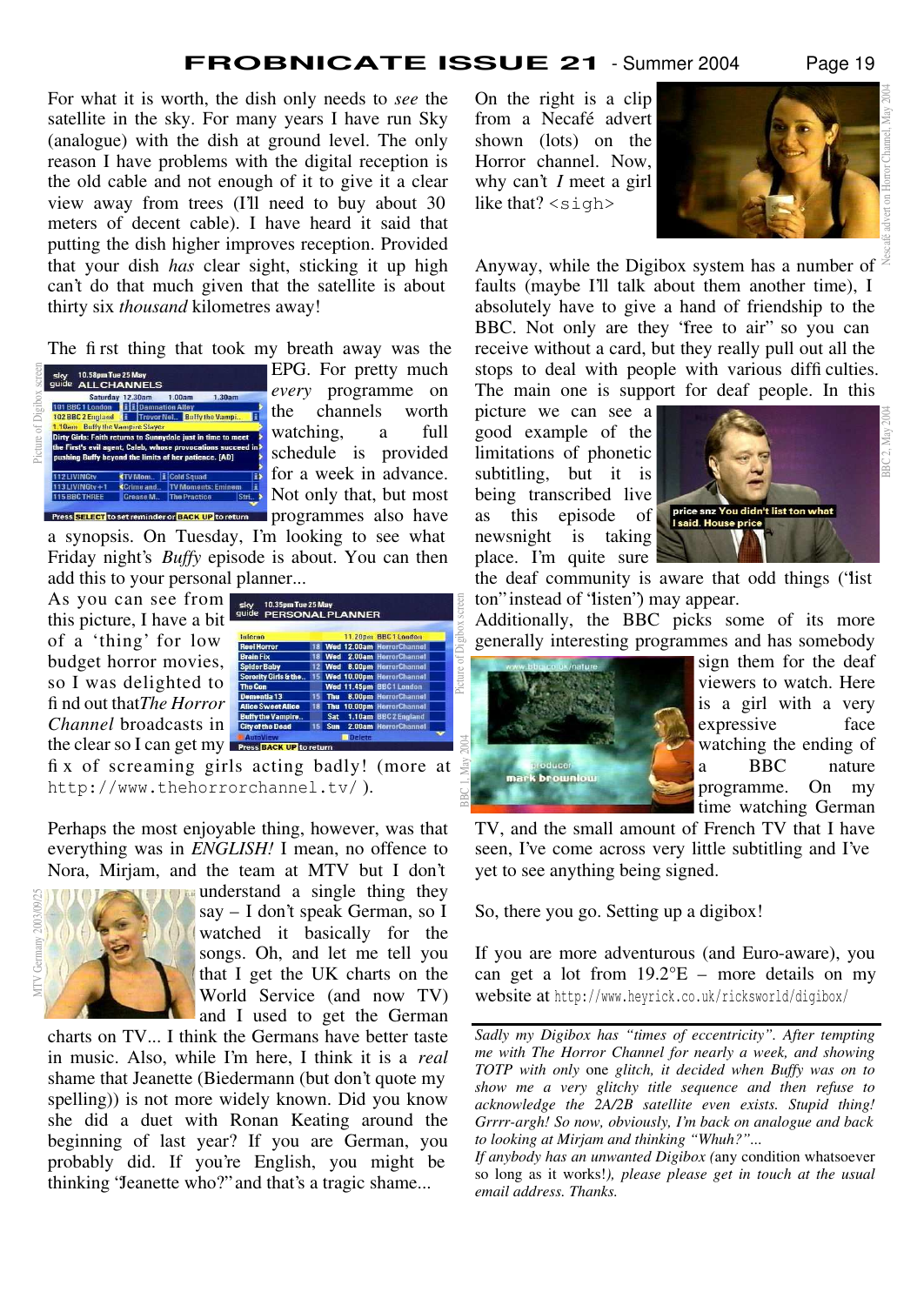For what it is worth, the dish only needs to *see* the satellite in the sky. For many years I have run Sky (analogue) with the dish at ground level. The only reason I have problems with the digital reception is the old cable and not enough of it to give it a clear view away from trees (I'll need to buy about 30 meters of decent cable). I have heard it said that putting the dish higher improves reception. Provided that your dish *has* clear sight, sticking it up high can't do that much given that the satellite is about thirty six *thousand* kilometres away!

The first thing that took my breath away was the EPG. For pretty much *every* programme on the channels worth watching, a full schedule is provided for a week in advance. Not only that, but most programmes also have a synopsis. On Tuesday, I'm looking to see what Friday night's *Buffy* episode is about. You can then add this to your personal planner...

Picture of Digibox screen

As you can see from this picture, I have a bit of a 'thing' for low budget horror movies, so I was delighted to find out that *The Horror Channel* broadcasts in the clear so I can get my fix of screaming girls acting badly! (more at `http://www.thehorrorchannel.tv/`).

Picture of Digibox screen

Perhaps the most enjoyable thing, however, was that everything was in *ENGLISH!* I mean, no offence to Nora, Mirjam, and the team at MTV but I don't understand a single thing they say – I don't speak German, so I watched it basically for the songs. Oh, and let me tell you that I get the UK charts on the World Service (and now TV) and I used to get the German charts on TV... I think the Germans have better taste in music. Also, while I'm here, I think it is a *real* shame that Jeanette (Biedermann (but don't quote my spelling)) is not more widely known. Did you know she did a duet with Ronan Keating around the beginning of last year? If you are German, you probably did. If you're English, you might be thinking "Jeanette who?" and that's a tragic shame...

MTV Germany 2003/09/25

On the right is a clip from a Necafé advert shown (lots) on the Horror channel. Now, why can't *I* meet a girl like that? `<sigh>`

Nescafé advert on Horror Channel, May 2004

Anyway, while the Digibox system has a number of faults (maybe I'll talk about them another time), I absolutely have to give a hand of friendship to the BBC. Not only are they "free to air" so you can receive without a card, but they really pull out all the stops to deal with people with various difficulties. The main one is support for deaf people. In this picture we can see a good example of the limitations of phonetic subtitling, but it is being transcribed live as this episode of newsnight is taking place. I'm quite sure the deaf community is aware that odd things ('list ton" instead of "listen") may appear.

BBC 2, May 2004

Additionally, the BBC picks some of its more generally interesting programmes and has somebody sign them for the deaf viewers to watch. Here is a girl with a very expressive face watching the ending of a BBC nature programme. On my time watching German TV, and the small amount of French TV that I have seen, I've come across very little subtitling and I've yet to see anything being signed.

BBC 1, May 2004

So, there you go. Setting up a digibox!

If you are more adventurous (and Euro-aware), you can get a lot from 19.2°E – more details on my website at `http://www.heyrick.co.uk/ricksworld/digibox/`

---

*Sadly my Digibox has "times of eccentricity". After tempting me with The Horror Channel for nearly a week, and showing TOTP with only* one *glitch, it decided when Buffy was on to show me a very glitchy title sequence and then refuse to acknowledge the 2A/2B satellite even exists. Stupid thing! Grrrr-argh! So now, obviously, I'm back on analogue and back to looking at Mirjam and thinking "Whuh?"...*

*If anybody has an unwanted Digibox (*any condition whatsoever so long as it works!*), please please get in touch at the usual email address. Thanks.*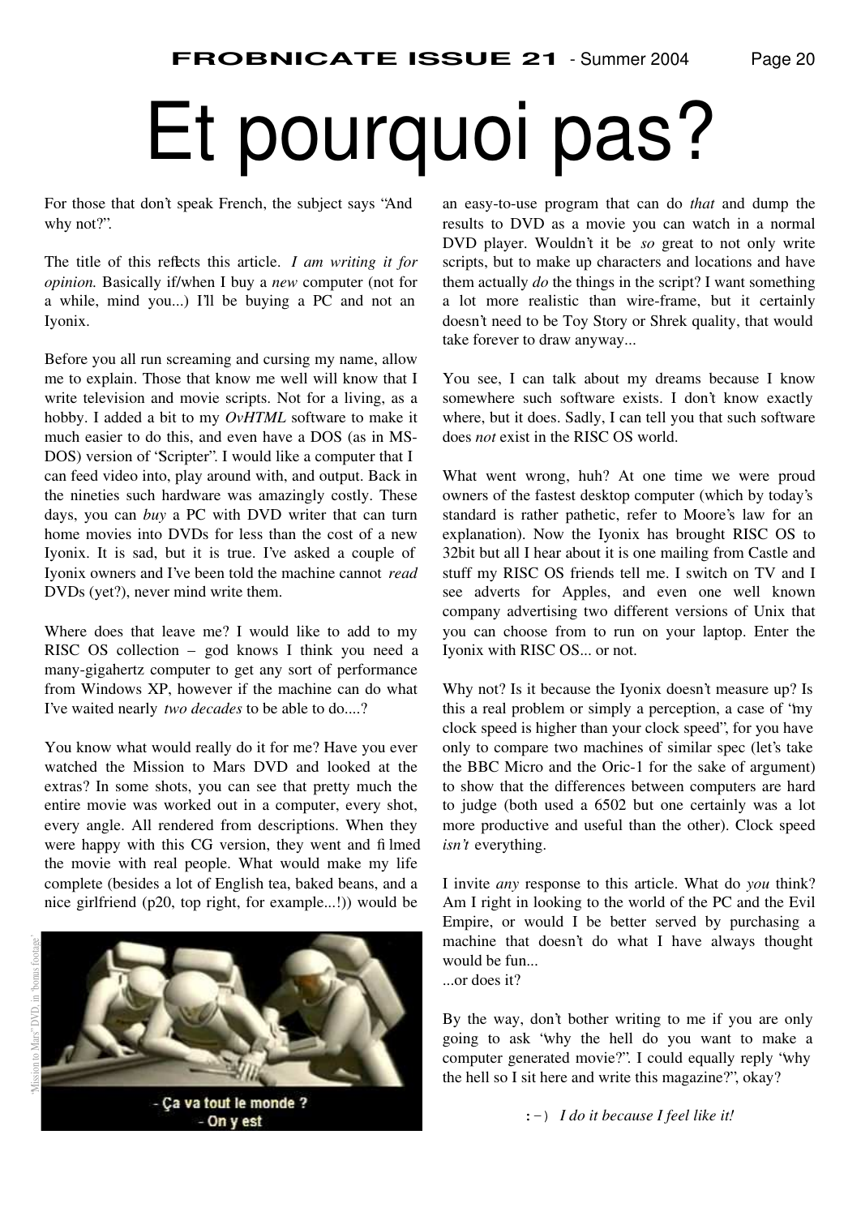# Et pourquoi pas?

For those that don't speak French, the subject says "And why not?".

The title of this reflects this article. *I am writing it for opinion.* Basically if/when I buy a *new* computer (not for a while, mind you...) I'll be buying a PC and not an Iyonix.

Before you all run screaming and cursing my name, allow me to explain. Those that know me well will know that I write television and movie scripts. Not for a living, as a hobby. I added a bit to my *OvHTML* software to make it much easier to do this, and even have a DOS (as in MS-DOS) version of "Scripter". I would like a computer that I can feed video into, play around with, and output. Back in the nineties such hardware was amazingly costly. These days, you can *buy* a PC with DVD writer that can turn home movies into DVDs for less than the cost of a new Iyonix. It is sad, but it is true. I've asked a couple of Iyonix owners and I've been told the machine cannot *read* DVDs (yet?), never mind write them.

Where does that leave me? I would like to add to my RISC OS collection – god knows I think you need a many-gigahertz computer to get any sort of performance from Windows XP, however if the machine can do what I've waited nearly *two decades* to be able to do....?

You know what would really do it for me? Have you ever watched the Mission to Mars DVD and looked at the extras? In some shots, you can see that pretty much the entire movie was worked out in a computer, every shot, every angle. All rendered from descriptions. When they were happy with this CG version, they went and filmed the movie with real people. What would make my life complete (besides a lot of English tea, baked beans, and a nice girlfriend (p20, top right, for example...!)) would be an easy-to-use program that can do *that* and dump the results to DVD as a movie you can watch in a normal DVD player. Wouldn't it be *so* great to not only write scripts, but to make up characters and locations and have them actually *do* the things in the script? I want something a lot more realistic than wire-frame, but it certainly doesn't need to be Toy Story or Shrek quality, that would take forever to draw anyway...

"Mission to Mars" DVD, in "bonus footage"

You see, I can talk about my dreams because I know somewhere such software exists. I don't know exactly where, but it does. Sadly, I can tell you that such software does *not* exist in the RISC OS world.

What went wrong, huh? At one time we were proud owners of the fastest desktop computer (which by today's standard is rather pathetic, refer to Moore's law for an explanation). Now the Iyonix has brought RISC OS to 32bit but all I hear about it is one mailing from Castle and stuff my RISC OS friends tell me. I switch on TV and I see adverts for Apples, and even one well known company advertising two different versions of Unix that you can choose from to run on your laptop. Enter the Iyonix with RISC OS... or not.

Why not? Is it because the Iyonix doesn't measure up? Is this a real problem or simply a perception, a case of "my clock speed is higher than your clock speed", for you have only to compare two machines of similar spec (let's take the BBC Micro and the Oric-1 for the sake of argument) to show that the differences between computers are hard to judge (both used a 6502 but one certainly was a lot more productive and useful than the other). Clock speed *isn't* everything.

I invite *any* response to this article. What do *you* think? Am I right in looking to the world of the PC and the Evil Empire, or would I be better served by purchasing a machine that doesn't do what I have always thought would be fun...
...or does it?

By the way, don't bother writing to me if you are only going to ask "why the hell do you want to make a computer generated movie?". I could equally reply "why the hell so I sit here and write this magazine?", okay?

:-) *I do it because I feel like it!*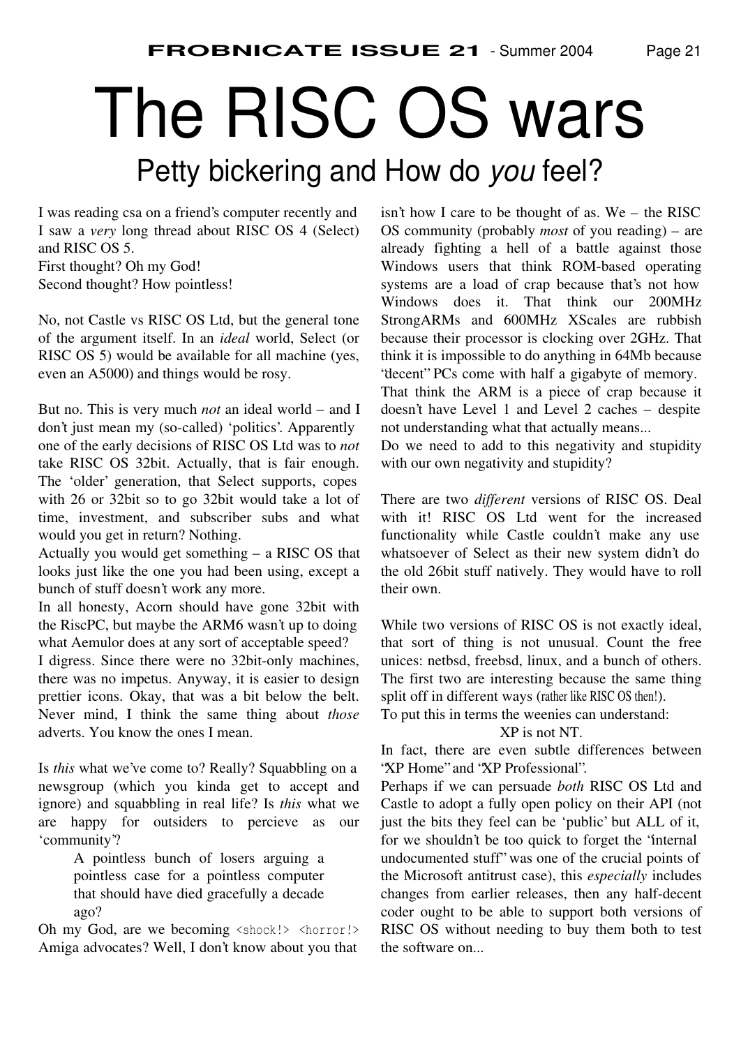# The RISC OS wars

## Petty bickering and How do *you* feel?

I was reading csa on a friend's computer recently and I saw a *very* long thread about RISC OS 4 (Select) and RISC OS 5.
First thought? Oh my God!
Second thought? How pointless!

No, not Castle vs RISC OS Ltd, but the general tone of the argument itself. In an *ideal* world, Select (or RISC OS 5) would be available for all machine (yes, even an A5000) and things would be rosy.

But no. This is very much *not* an ideal world – and I don't just mean my (so-called) 'politics'. Apparently one of the early decisions of RISC OS Ltd was to *not* take RISC OS 32bit. Actually, that is fair enough. The 'older' generation, that Select supports, copes with 26 or 32bit so to go 32bit would take a lot of time, investment, and subscriber subs and what would you get in return? Nothing.
Actually you would get something – a RISC OS that looks just like the one you had been using, except a bunch of stuff doesn't work any more.
In all honesty, Acorn should have gone 32bit with the RiscPC, but maybe the ARM6 wasn't up to doing what Aemulor does at any sort of acceptable speed?
I digress. Since there were no 32bit-only machines, there was no impetus. Anyway, it is easier to design prettier icons. Okay, that was a bit below the belt. Never mind, I think the same thing about *those* adverts. You know the ones I mean.

Is *this* what we've come to? Really? Squabbling on a newsgroup (which you kinda get to accept and ignore) and squabbling in real life? Is *this* what we are happy for outsiders to percieve as our 'community'?

> A pointless bunch of losers arguing a pointless case for a pointless computer that should have died gracefully a decade ago?

Oh my God, are we becoming `<shock!>` `<horror!>` Amiga advocates? Well, I don't know about you that isn't how I care to be thought of as. We – the RISC OS community (probably *most* of you reading) – are already fighting a hell of a battle against those Windows users that think ROM-based operating systems are a load of crap because that's not how Windows does it. That think our 200MHz StrongARMs and 600MHz XScales are rubbish because their processor is clocking over 2GHz. That think it is impossible to do anything in 64Mb because "decent" PCs come with half a gigabyte of memory.
That think the ARM is a piece of crap because it doesn't have Level 1 and Level 2 caches – despite not understanding what that actually means...
Do we need to add to this negativity and stupidity with our own negativity and stupidity?

There are two *different* versions of RISC OS. Deal with it! RISC OS Ltd went for the increased functionality while Castle couldn't make any use whatsoever of Select as their new system didn't do the old 26bit stuff natively. They would have to roll their own.

While two versions of RISC OS is not exactly ideal, that sort of thing is not unusual. Count the free unices: netbsd, freebsd, linux, and a bunch of others. The first two are interesting because the same thing split off in different ways (rather like RISC OS then!).
To put this in terms the weenies can understand:

XP is not NT.

In fact, there are even subtle differences between "XP Home" and "XP Professional".
Perhaps if we can persuade *both* RISC OS Ltd and Castle to adopt a fully open policy on their API (not just the bits they feel can be 'public' but ALL of it, for we shouldn't be too quick to forget the "internal undocumented stuff" was one of the crucial points of the Microsoft antitrust case), this *especially* includes changes from earlier releases, then any half-decent coder ought to be able to support both versions of RISC OS without needing to buy them both to test the software on...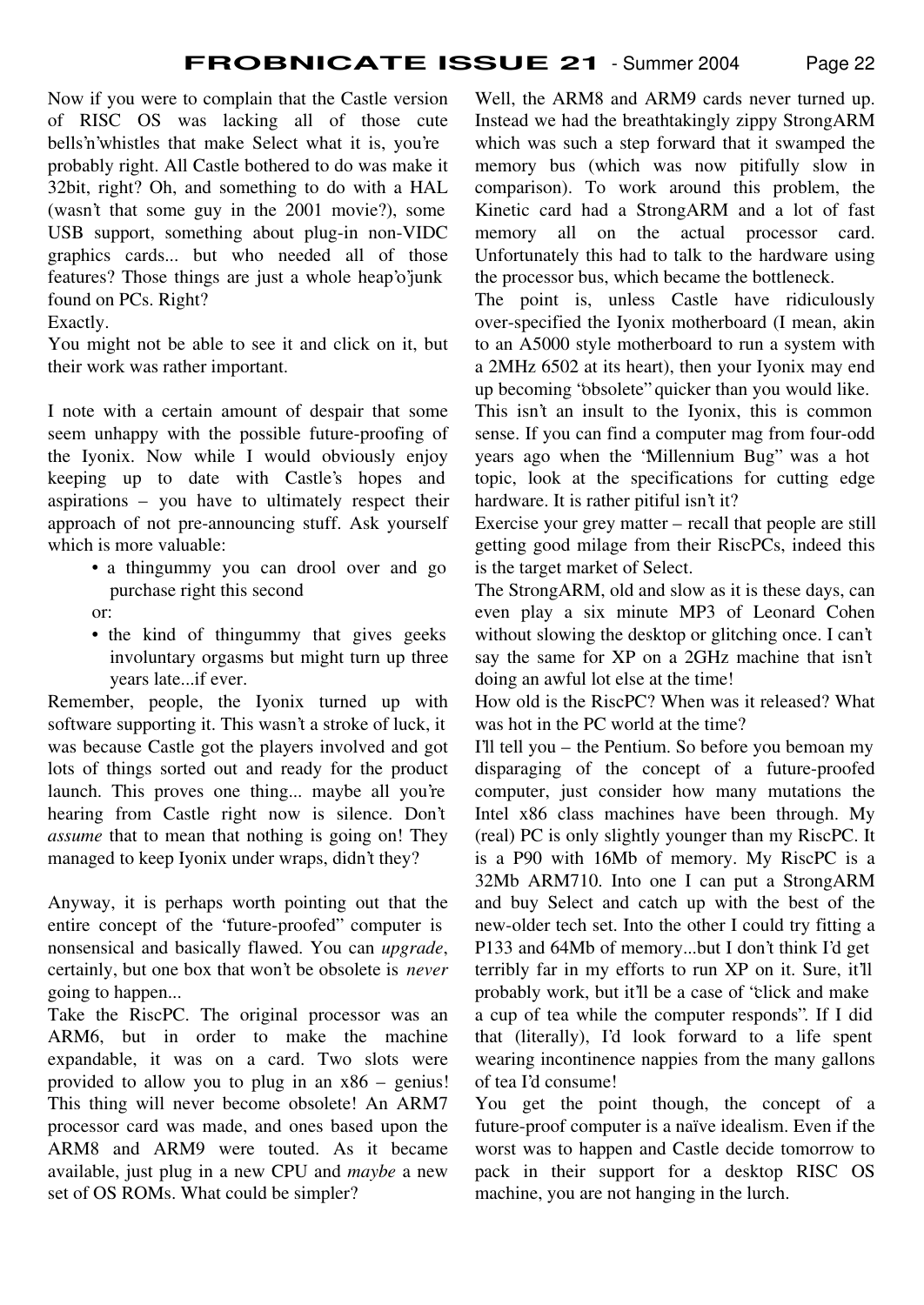Now if you were to complain that the Castle version of RISC OS was lacking all of those cute bells'n'whistles that make Select what it is, you're probably right. All Castle bothered to do was make it 32bit, right? Oh, and something to do with a HAL (wasn't that some guy in the 2001 movie?), some USB support, something about plug-in non-VIDC graphics cards... but who needed all of those features? Those things are just a whole heap'o'junk found on PCs. Right?

Exactly.

You might not be able to see it and click on it, but their work was rather important.

I note with a certain amount of despair that some seem unhappy with the possible future-proofing of the Iyonix. Now while I would obviously enjoy keeping up to date with Castle's hopes and aspirations – you have to ultimately respect their approach of not pre-announcing stuff. Ask yourself which is more valuable:

- a thingummy you can drool over and go purchase right this second

or:

- the kind of thingummy that gives geeks involuntary orgasms but might turn up three years late...if ever.

Remember, people, the Iyonix turned up with software supporting it. This wasn't a stroke of luck, it was because Castle got the players involved and got lots of things sorted out and ready for the product launch. This proves one thing... maybe all you're hearing from Castle right now is silence. Don't *assume* that to mean that nothing is going on! They managed to keep Iyonix under wraps, didn't they?

Anyway, it is perhaps worth pointing out that the entire concept of the "future-proofed" computer is nonsensical and basically flawed. You can *upgrade*, certainly, but one box that won't be obsolete is *never* going to happen...

Take the RiscPC. The original processor was an ARM6, but in order to make the machine expandable, it was on a card. Two slots were provided to allow you to plug in an x86 – genius! This thing will never become obsolete! An ARM7 processor card was made, and ones based upon the ARM8 and ARM9 were touted. As it became available, just plug in a new CPU and *maybe* a new set of OS ROMs. What could be simpler?

Well, the ARM8 and ARM9 cards never turned up. Instead we had the breathtakingly zippy StrongARM which was such a step forward that it swamped the memory bus (which was now pitifully slow in comparison). To work around this problem, the Kinetic card had a StrongARM and a lot of fast memory all on the actual processor card. Unfortunately this had to talk to the hardware using the processor bus, which became the bottleneck.

The point is, unless Castle have ridiculously over-specified the Iyonix motherboard (I mean, akin to an A5000 style motherboard to run a system with a 2MHz 6502 at its heart), then your Iyonix may end up becoming "obsolete" quicker than you would like.

This isn't an insult to the Iyonix, this is common sense. If you can find a computer mag from four-odd years ago when the "Millennium Bug" was a hot topic, look at the specifications for cutting edge hardware. It is rather pitiful isn't it?

Exercise your grey matter – recall that people are still getting good milage from their RiscPCs, indeed this is the target market of Select.

The StrongARM, old and slow as it is these days, can even play a six minute MP3 of Leonard Cohen without slowing the desktop or glitching once. I can't say the same for XP on a 2GHz machine that isn't doing an awful lot else at the time!

How old is the RiscPC? When was it released? What was hot in the PC world at the time?

I'll tell you – the Pentium. So before you bemoan my disparaging of the concept of a future-proofed computer, just consider how many mutations the Intel x86 class machines have been through. My (real) PC is only slightly younger than my RiscPC. It is a P90 with 16Mb of memory. My RiscPC is a 32Mb ARM710. Into one I can put a StrongARM and buy Select and catch up with the best of the new-older tech set. Into the other I could try fitting a P133 and 64Mb of memory...but I don't think I'd get terribly far in my efforts to run XP on it. Sure, it'll probably work, but it'll be a case of "click and make a cup of tea while the computer responds". If I did that (literally), I'd look forward to a life spent wearing incontinence nappies from the many gallons of tea I'd consume!

You get the point though, the concept of a future-proof computer is a naïve idealism. Even if the worst was to happen and Castle decide tomorrow to pack in their support for a desktop RISC OS machine, you are not hanging in the lurch.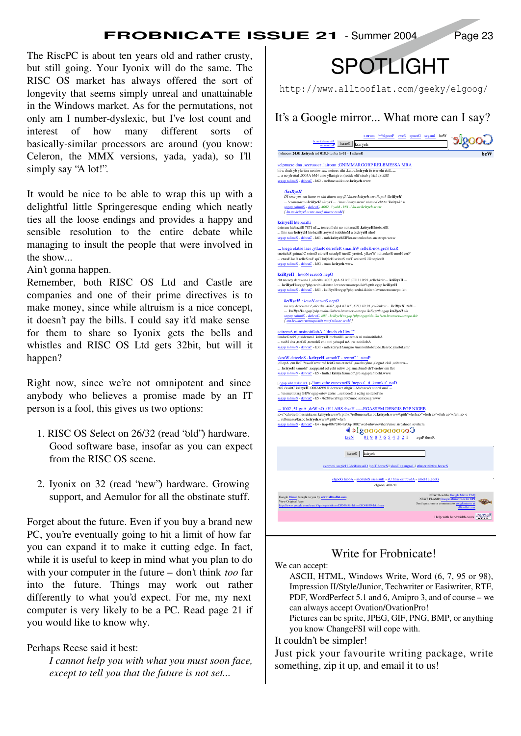The RiscPC is about ten years old and rather crusty, but still going. Your Iyonix will do the same. The RISC OS market has always offered the sort of longevity that seems simply unreal and unattainable in the Windows market. As for the permutations, not only am I number-dyslexic, but I've lost count and interest of how many different sorts of basically-similar processors are around (you know: Celeron, the MMX versions, yada, yada), so I'll simply say "A lot!".

It would be nice to be able to wrap this up with a delightful little Springeresque ending which neatly ties all the loose endings and provides a happy and sensible resolution to the entire debate while managing to insult the people that were involved in the show...

Ain't gonna happen.

Remember, both RISC OS Ltd and Castle are companies and one of their prime directives is to make money, since while altruism is a nice concept, it doesn't pay the bills. I could say it'd make sense for them to share so Iyonix gets the bells and whistles and RISC OS Ltd gets 32bit, but will it happen?

Right now, since we're not omnipotent and since anybody who believes a promise made by an IT person is a fool, this gives us two options:

1. RISC OS Select on 26/32 (read 'old') hardware. Good software base, insofar as you can expect from the RISC OS scene.
2. Iyonix on 32 (read 'new') hardware. Growing support, and Aemulor for all the obstinate stuff.

Forget about the future. Even if you buy a brand new PC, you're eventually going to hit a limit of how far you can expand it to make it cutting edge. In fact, while it is useful to keep in mind what you plan to do with your computer in the future – don't think *too* far into the future. Things may work out rather differently to what you'd expect. For me, my next computer is very likely to be a PC. Read page 21 if you would like to know why.

Perhaps Reese said it best:

> *I cannot help you with what you must soon face, except to tell you that the future is not set...*

# SPOTLIGHT

`http://www.alltooflat.com/geeky/elgoog/`

It's a Google mirror... What more can I say?

## Write for Frobnicate!

We can accept:

ASCII, HTML, Windows Write, Word (6, 7, 95 or 98), Impression II/Style/Junior, Techwriter or Easiwriter, RTF, PDF, WordPerfect 5.1 and 6, Amipro 3, and of course – we can always accept Ovation/OvationPro!

Pictures can be sprite, JPEG, GIF, PNG, BMP, or anything you know ChangeFSI will cope with.

It couldn't be simpler!

Just pick your favourite writing package, write something, zip it up, and email it to us!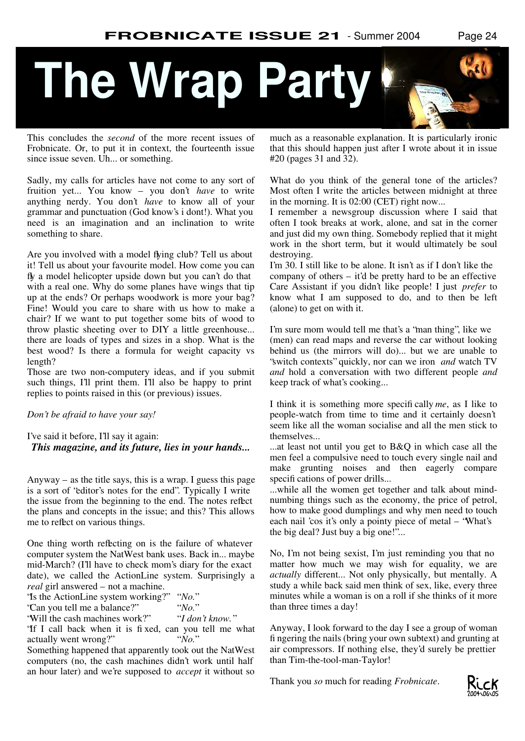# The Wrap Party

This concludes the *second* of the more recent issues of Frobnicate. Or, to put it in context, the fourteenth issue since issue seven. Uh... or something.

Sadly, my calls for articles have not come to any sort of fruition yet... You know – you don't *have* to write anything nerdy. You don't *have* to know all of your grammar and punctuation (God know's i dont!). What you need is an imagination and an inclination to write something to share.

Are you involved with a model flying club? Tell us about it! Tell us about your favourite model. How come you can fly a model helicopter upside down but you can't do that with a real one. Why do some planes have wings that tip up at the ends? Or perhaps woodwork is more your bag? Fine! Would you care to share with us how to make a chair? If we want to put together some bits of wood to throw plastic sheeting over to DIY a little greenhouse... there are loads of types and sizes in a shop. What is the best wood? Is there a formula for weight capacity vs length?

Those are two non-computery ideas, and if you submit such things, I'll print them. I'll also be happy to print replies to points raised in this (or previous) issues.

*Don't be afraid to have your say!*

I've said it before, I'll say it again:

***This magazine, and its future, lies in your hands...***

Anyway – as the title says, this is a wrap. I guess this page is a sort of "editor's notes for the end". Typically I write the issue from the beginning to the end. The notes reflect the plans and concepts in the issue; and this? This allows me to reflect on various things.

One thing worth reflecting on is the failure of whatever computer system the NatWest bank uses. Back in... maybe mid-March? (I'll have to check mom's diary for the exact date), we called the ActionLine system. Surprisingly a *real* girl answered – not a machine.

"Is the ActionLine system working?" "*No.*"
"Can you tell me a balance?" "*No.*"
"Will the cash machines work?" "*I don't know.*"
"If I call back when it is fixed, can you tell me what actually went wrong?" "*No.*"

Something happened that apparently took out the NatWest computers (no, the cash machines didn't work until half an hour later) and we're supposed to *accept* it without so much as a reasonable explanation. It is particularly ironic that this should happen just after I wrote about it in issue #20 (pages 31 and 32).

What do you think of the general tone of the articles? Most often I write the articles between midnight at three in the morning. It is 02:00 (CET) right now...

I remember a newsgroup discussion where I said that often I took breaks at work, alone, and sat in the corner and just did my own thing. Somebody replied that it might work in the short term, but it would ultimately be soul destroying.

I'm 30. I still like to be alone. It isn't as if I don't like the company of others – it'd be pretty hard to be an effective Care Assistant if you didn't like people! I just *prefer* to know what I am supposed to do, and to then be left (alone) to get on with it.

I'm sure mom would tell me that's a "man thing", like we (men) can read maps and reverse the car without looking behind us (the mirrors will do)... but we are unable to "switch contexts" quickly, nor can we iron *and* watch TV *and* hold a conversation with two different people *and* keep track of what's cooking...

I think it is something more specifically *me*, as I like to people-watch from time to time and it certainly doesn't seem like all the woman socialise and all the men stick to themselves...

...at least not until you get to B&Q in which case all the men feel a compulsive need to touch every single nail and make grunting noises and then eagerly compare specifications of power drills...

...while all the women get together and talk about mind-numbing things such as the economy, the price of petrol, how to make good dumplings and why men need to touch each nail 'cos it's only a pointy piece of metal – "What's the big deal? Just buy a big one!"...

No, I'm not being sexist, I'm just reminding you that no matter how much we may wish for equality, we are *actually* different... Not only physically, but mentally. A study a while back said men think of sex, like, every three minutes while a woman is on a roll if she thinks of it more than three times a day!

Anyway, I look forward to the day I see a group of woman fingering the nails (bring your own subtext) and grunting at air compressors. If nothing else, they'd surely be prettier than Tim-the-tool-man-Taylor!

Thank you *so* much for reading *Frobnicate*.

Rick
2004\06\05